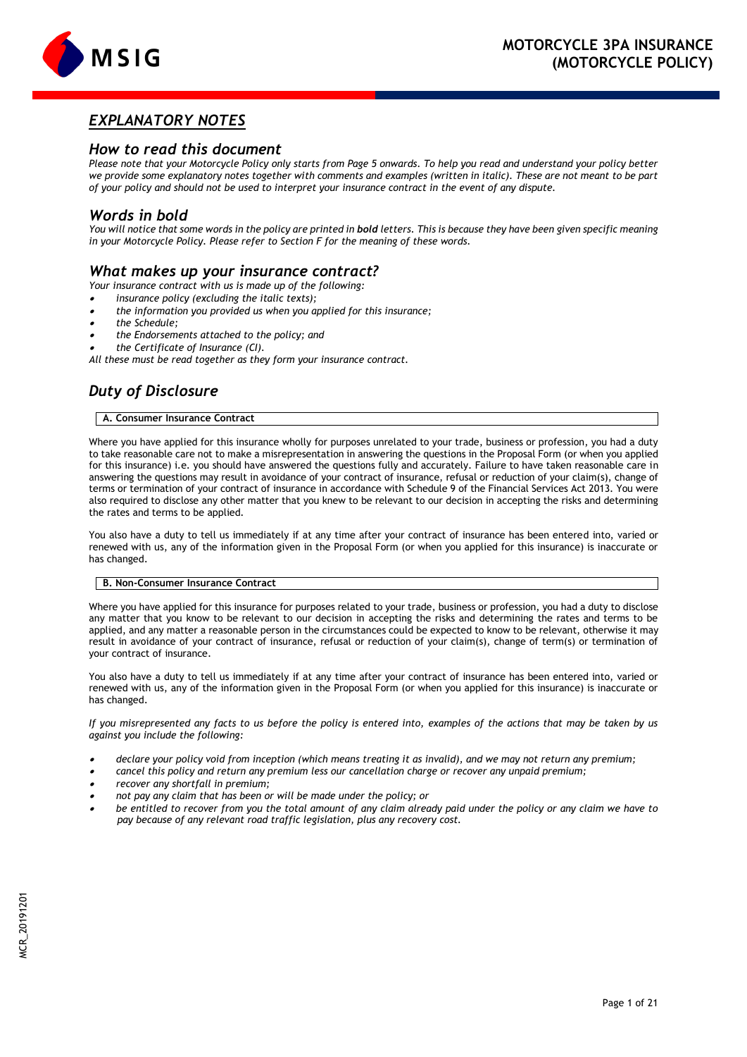# MOTORCYCLE 3PA INSURANCE (MOTORCYCLE POLICY)

## *EXPLANATORY NOTES*

### *How to read this document*

*Please note that your Motorcycle Policy only starts from Page 5 onwards. To help you read and understand your policy better we provide some explanatory notes together with comments and examples (written in italic). These are not meant to be part of your policy and should not be used to interpret your insurance contract in the event of any dispute.*

### *Words in bold*

*You will notice that some words in the policy are printed in **bold** letters. This is because they have been given specific meaning in your Motorcycle Policy. Please refer to Section F for the meaning of these words.*

### *What makes up your insurance contract?*

*Your insurance contract with us is made up of the following:*

- *insurance policy (excluding the italic texts);*
- *the information you provided us when you applied for this insurance;*
- *the Schedule;*
- *the Endorsements attached to the policy; and*
- *the Certificate of Insurance (CI).*

*All these must be read together as they form your insurance contract.*

## *Duty of Disclosure*

**A. Consumer Insurance Contract**

Where you have applied for this insurance wholly for purposes unrelated to your trade, business or profession, you had a duty to take reasonable care not to make a misrepresentation in answering the questions in the Proposal Form (or when you applied for this insurance) i.e. you should have answered the questions fully and accurately. Failure to have taken reasonable care in answering the questions may result in avoidance of your contract of insurance, refusal or reduction of your claim(s), change of terms or termination of your contract of insurance in accordance with Schedule 9 of the Financial Services Act 2013. You were also required to disclose any other matter that you knew to be relevant to our decision in accepting the risks and determining the rates and terms to be applied.

You also have a duty to tell us immediately if at any time after your contract of insurance has been entered into, varied or renewed with us, any of the information given in the Proposal Form (or when you applied for this insurance) is inaccurate or has changed.

**B. Non-Consumer Insurance Contract**

Where you have applied for this insurance for purposes related to your trade, business or profession, you had a duty to disclose any matter that you know to be relevant to our decision in accepting the risks and determining the rates and terms to be applied, and any matter a reasonable person in the circumstances could be expected to know to be relevant, otherwise it may result in avoidance of your contract of insurance, refusal or reduction of your claim(s), change of term(s) or termination of your contract of insurance.

You also have a duty to tell us immediately if at any time after your contract of insurance has been entered into, varied or renewed with us, any of the information given in the Proposal Form (or when you applied for this insurance) is inaccurate or has changed.

*If you misrepresented any facts to us before the policy is entered into, examples of the actions that may be taken by us against you include the following:*

- *declare your policy void from inception (which means treating it as invalid), and we may not return any premium;*
- *cancel this policy and return any premium less our cancellation charge or recover any unpaid premium;*
- *recover any shortfall in premium;*
- *not pay any claim that has been or will be made under the policy; or*
- *be entitled to recover from you the total amount of any claim already paid under the policy or any claim we have to pay because of any relevant road traffic legislation, plus any recovery cost.*

MCR_20191201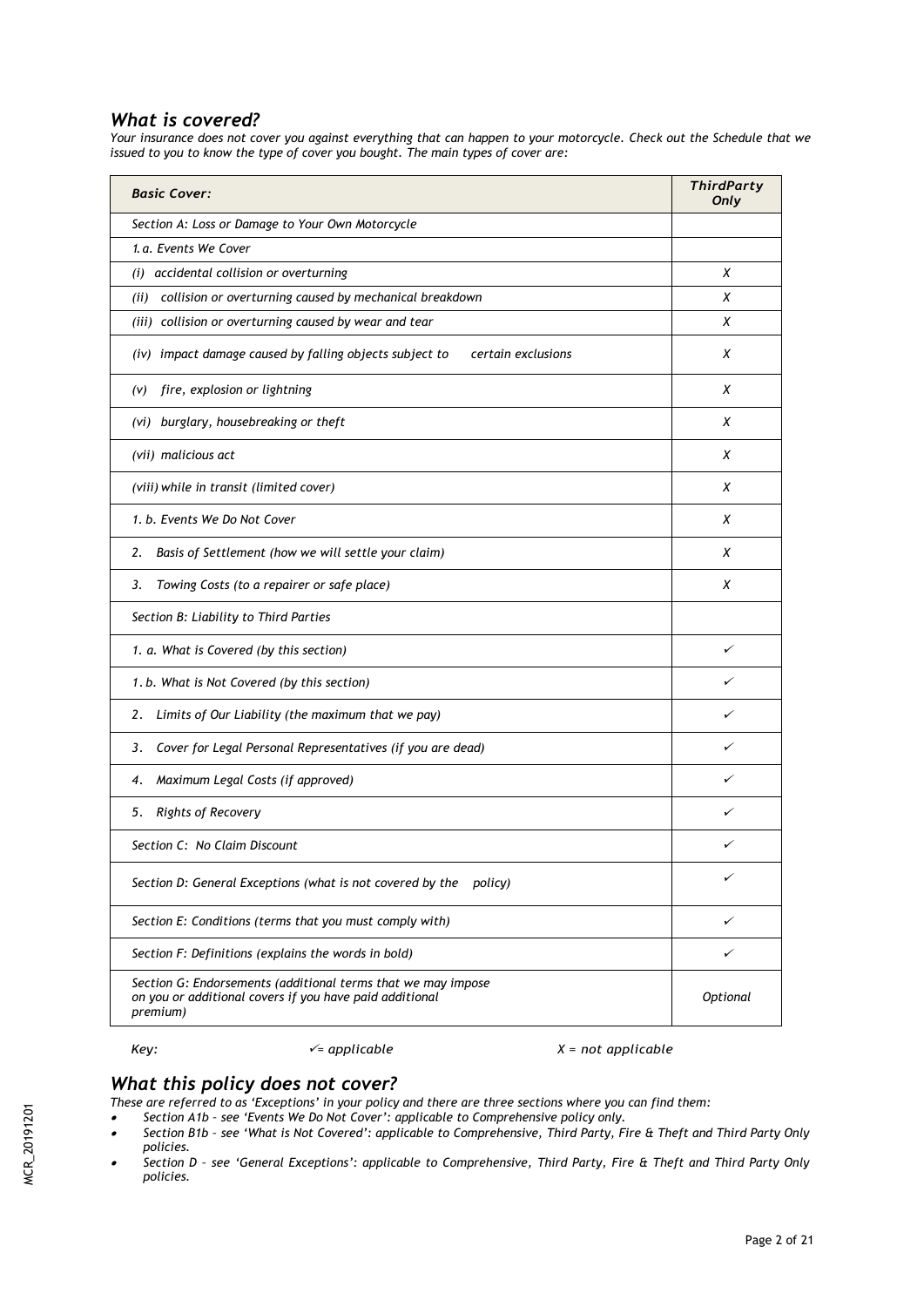## *What is covered?*

*Your insurance does not cover you against everything that can happen to your motorcycle. Check out the Schedule that we issued to you to know the type of cover you bought. The main types of cover are:*

| *Basic Cover:* | ***ThirdParty Only*** |
|---|---|
| *Section A: Loss or Damage to Your Own Motorcycle* | |
| *1. a. Events We Cover* | |
| *(i) accidental collision or overturning* | *X* |
| *(ii) collision or overturning caused by mechanical breakdown* | *X* |
| *(iii) collision or overturning caused by wear and tear* | *X* |
| *(iv) impact damage caused by falling objects subject to certain exclusions* | *X* |
| *(v) fire, explosion or lightning* | *X* |
| *(vi) burglary, housebreaking or theft* | *X* |
| *(vii) malicious act* | *X* |
| *(viii) while in transit (limited cover)* | *X* |
| *1. b. Events We Do Not Cover* | *X* |
| *2. Basis of Settlement (how we will settle your claim)* | *X* |
| *3. Towing Costs (to a repairer or safe place)* | *X* |
| *Section B: Liability to Third Parties* | |
| *1. a. What is Covered (by this section)* | ✓ |
| *1. b. What is Not Covered (by this section)* | ✓ |
| *2. Limits of Our Liability (the maximum that we pay)* | ✓ |
| *3. Cover for Legal Personal Representatives (if you are dead)* | ✓ |
| *4. Maximum Legal Costs (if approved)* | ✓ |
| *5. Rights of Recovery* | ✓ |
| *Section C: No Claim Discount* | ✓ |
| *Section D: General Exceptions (what is not covered by the policy)* | ✓ |
| *Section E: Conditions (terms that you must comply with)* | ✓ |
| *Section F: Definitions (explains the words in bold)* | ✓ |
| *Section G: Endorsements (additional terms that we may impose on you or additional covers if you have paid additional premium)* | *Optional* |

*Key: ✓= applicable X = not applicable*

## *What this policy does not cover?*

*These are referred to as 'Exceptions' in your policy and there are three sections where you can find them:*

- *Section A1b – see 'Events We Do Not Cover': applicable to Comprehensive policy only.*
- *Section B1b – see 'What is Not Covered': applicable to Comprehensive, Third Party, Fire & Theft and Third Party Only policies.*
- *Section D – see 'General Exceptions': applicable to Comprehensive, Third Party, Fire & Theft and Third Party Only policies.*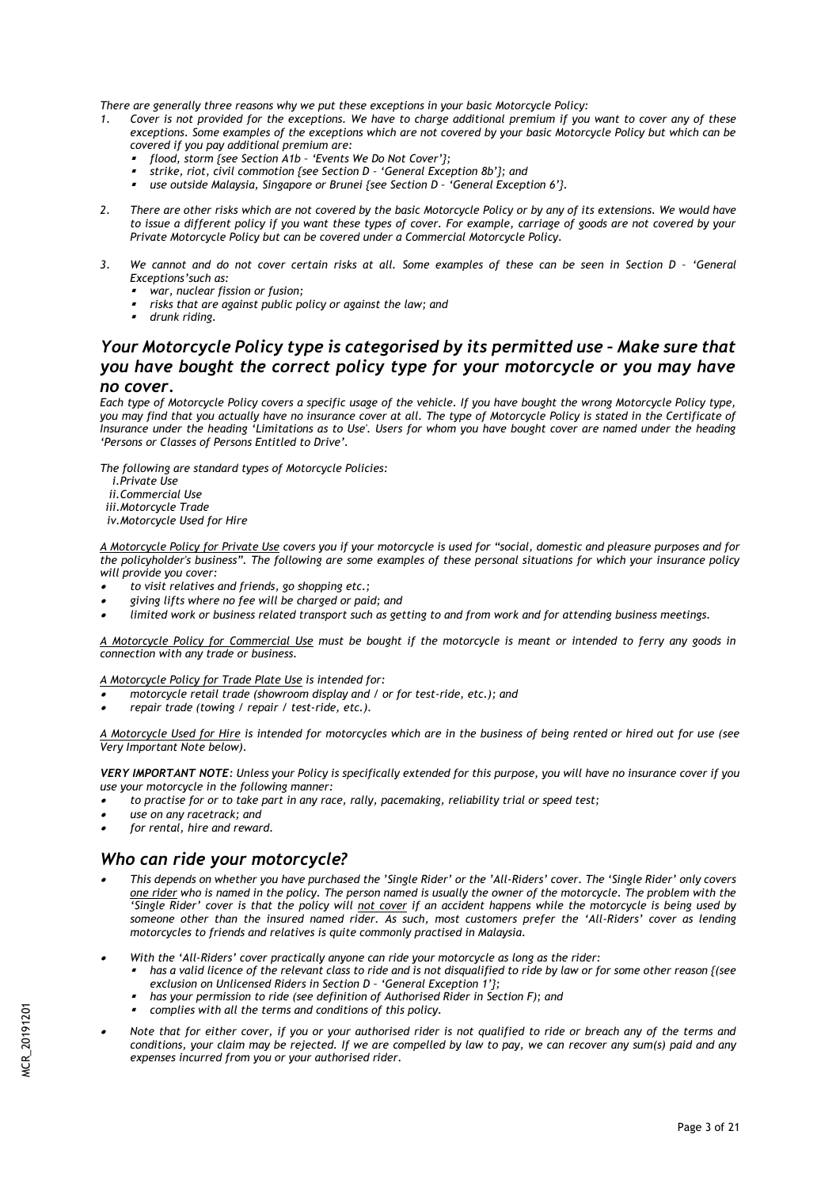*There are generally three reasons why we put these exceptions in your basic Motorcycle Policy:*

1. *Cover is not provided for the exceptions. We have to charge additional premium if you want to cover any of these exceptions. Some examples of the exceptions which are not covered by your basic Motorcycle Policy but which can be covered if you pay additional premium are:*
   - *flood, storm {see Section A1b – 'Events We Do Not Cover'};*
   - *strike, riot, civil commotion {see Section D – 'General Exception 8b'}; and*
   - *use outside Malaysia, Singapore or Brunei {see Section D – 'General Exception 6'}.*

2. *There are other risks which are not covered by the basic Motorcycle Policy or by any of its extensions. We would have to issue a different policy if you want these types of cover. For example, carriage of goods are not covered by your Private Motorcycle Policy but can be covered under a Commercial Motorcycle Policy.*

3. *We cannot and do not cover certain risks at all. Some examples of these can be seen in Section D – 'General Exceptions'such as:*
   - *war, nuclear fission or fusion;*
   - *risks that are against public policy or against the law; and*
   - *drunk riding.*

## *Your Motorcycle Policy type is categorised by its permitted use – Make sure that you have bought the correct policy type for your motorcycle or you may have no cover.*

*Each type of Motorcycle Policy covers a specific usage of the vehicle. If you have bought the wrong Motorcycle Policy type, you may find that you actually have no insurance cover at all. The type of Motorcycle Policy is stated in the Certificate of Insurance under the heading 'Limitations as to Use'. Users for whom you have bought cover are named under the heading 'Persons or Classes of Persons Entitled to Drive'.*

*The following are standard types of Motorcycle Policies:*

*i.Private Use*
*ii.Commercial Use*
*iii.Motorcycle Trade*
*iv.Motorcycle Used for Hire*

*A Motorcycle Policy for Private Use covers you if your motorcycle is used for "social, domestic and pleasure purposes and for the policyholder's business". The following are some examples of these personal situations for which your insurance policy will provide you cover:*

- *to visit relatives and friends, go shopping etc.;*
- *giving lifts where no fee will be charged or paid; and*
- *limited work or business related transport such as getting to and from work and for attending business meetings.*

*A Motorcycle Policy for Commercial Use must be bought if the motorcycle is meant or intended to ferry any goods in connection with any trade or business.*

*A Motorcycle Policy for Trade Plate Use is intended for:*

- *motorcycle retail trade (showroom display and / or for test-ride, etc.); and*
- *repair trade (towing / repair / test-ride, etc.).*

*A Motorcycle Used for Hire is intended for motorcycles which are in the business of being rented or hired out for use (see Very Important Note below).*

***VERY IMPORTANT NOTE**: Unless your Policy is specifically extended for this purpose, you will have no insurance cover if you use your motorcycle in the following manner:*

- *to practise for or to take part in any race, rally, pacemaking, reliability trial or speed test;*
- *use on any racetrack; and*
- *for rental, hire and reward.*

## *Who can ride your motorcycle?*

- *This depends on whether you have purchased the 'Single Rider' or the 'All-Riders' cover. The 'Single Rider' only covers one rider who is named in the policy. The person named is usually the owner of the motorcycle. The problem with the 'Single Rider' cover is that the policy will not cover if an accident happens while the motorcycle is being used by someone other than the insured named rider. As such, most customers prefer the 'All-Riders' cover as lending motorcycles to friends and relatives is quite commonly practised in Malaysia.*

- *With the 'All-Riders' cover practically anyone can ride your motorcycle as long as the rider:*
  - *has a valid licence of the relevant class to ride and is not disqualified to ride by law or for some other reason {(see exclusion on Unlicensed Riders in Section D – 'General Exception 1'};*
  - *has your permission to ride (see definition of Authorised Rider in Section F); and*
  - *complies with all the terms and conditions of this policy.*

- *Note that for either cover, if you or your authorised rider is not qualified to ride or breach any of the terms and conditions, your claim may be rejected. If we are compelled by law to pay, we can recover any sum(s) paid and any expenses incurred from you or your authorised rider.*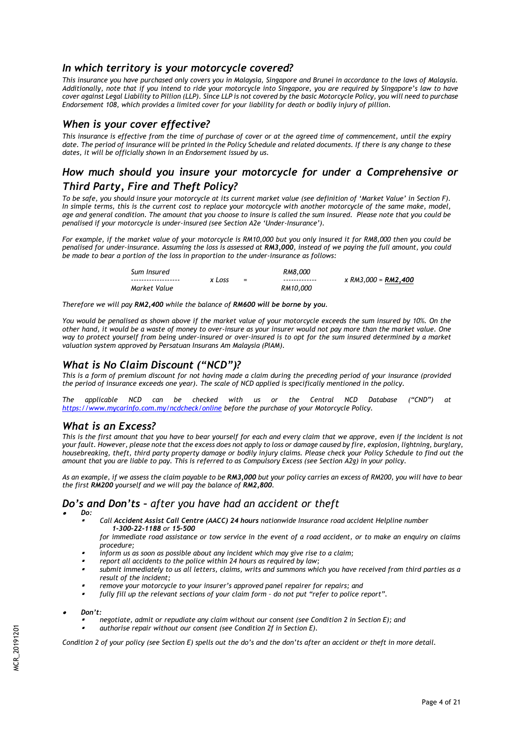## *In which territory is your motorcycle covered?*

*This insurance you have purchased only covers you in Malaysia, Singapore and Brunei in accordance to the laws of Malaysia. Additionally, note that if you intend to ride your motorcycle into Singapore, you are required by Singapore's law to have cover against Legal Liability to Pillion (LLP). Since LLP is not covered by the basic Motorcycle Policy, you will need to purchase Endorsement 108, which provides a limited cover for your liability for death or bodily injury of pillion.*

## *When is your cover effective?*

*This insurance is effective from the time of purchase of cover or at the agreed time of commencement, until the expiry date. The period of insurance will be printed in the Policy Schedule and related documents. If there is any change to these dates, it will be officially shown in an Endorsement issued by us.*

## *How much should you insure your motorcycle for under a Comprehensive or Third Party, Fire and Theft Policy?*

*To be safe, you should insure your motorcycle at its current market value (see definition of 'Market Value' in Section F). In simple terms, this is the current cost to replace your motorcycle with another motorcycle of the same make, model, age and general condition. The amount that you choose to insure is called the sum insured. Please note that you could be penalised if your motorcycle is under-insured (see Section A2e 'Under-Insurance').*

*For example, if the market value of your motorcycle is RM10,000 but you only insured it for RM8,000 then you could be penalised for under-insurance. Assuming the loss is assessed at **RM3,000**, instead of we paying the full amount, you could be made to bear a portion of the loss in proportion to the under-insurance as follows:*

$$\frac{\text{Sum Insured}}{\text{Market Value}} \times \text{Loss} = \frac{\text{RM8,000}}{\text{RM10,000}} \times \text{RM3,000} = \textbf{RM2,400}$$

*Therefore we will pay **RM2,400** while the balance of **RM600 will be borne by you**.*

*You would be penalised as shown above if the market value of your motorcycle exceeds the sum insured by 10%. On the other hand, it would be a waste of money to over-insure as your insurer would not pay more than the market value. One way to protect yourself from being under-insured or over-insured is to opt for the sum insured determined by a market valuation system approved by Persatuan Insurans Am Malaysia (PIAM).*

## *What is No Claim Discount ("NCD")?*

*This is a form of premium discount for not having made a claim during the preceding period of your insurance (provided the period of insurance exceeds one year). The scale of NCD applied is specifically mentioned in the policy.*

*The applicable NCD can be checked with us or the Central NCD Database ("CND") at [https://www.mycarinfo.com.my/ncdcheck/online](https://www.mycarinfo.com.my/ncdcheck/online) before the purchase of your Motorcycle Policy.*

## *What is an Excess?*

*This is the first amount that you have to bear yourself for each and every claim that we approve, even if the incident is not your fault. However, please note that the excess does not apply to loss or damage caused by fire, explosion, lightning, burglary, housebreaking, theft, third party property damage or bodily injury claims. Please check your Policy Schedule to find out the amount that you are liable to pay. This is referred to as Compulsory Excess (see Section A2g) in your policy.*

*As an example, if we assess the claim payable to be **RM3,000** but your policy carries an excess of RM200, you will have to bear the first **RM200** yourself and we will pay the balance of **RM2,800**.*

## ***Do's and Don'ts** – after you have had an accident or theft*

- ***Do:***
  - *Call **Accident Assist Call Centre (AACC) 24 hours** nationwide Insurance road accident Helpline number **1-300-22-1188** or **15-500***
    *for immediate road assistance or tow service in the event of a road accident, or to make an enquiry on claims procedure;*
  - *inform us as soon as possible about any incident which may give rise to a claim;*
  - *report all accidents to the police within 24 hours as required by law;*
  - *submit immediately to us all letters, claims, writs and summons which you have received from third parties as a result of the incident;*
  - *remove your motorcycle to your insurer's approved panel repairer for repairs; and*
  - *fully fill up the relevant sections of your claim form – do not put "refer to police report".*

- ***Don't:***
  - *negotiate, admit or repudiate any claim without our consent (see Condition 2 in Section E); and*
  - *authorise repair without our consent (see Condition 2f in Section E).*

*Condition 2 of your policy (see Section E) spells out the do's and the don'ts after an accident or theft in more detail.*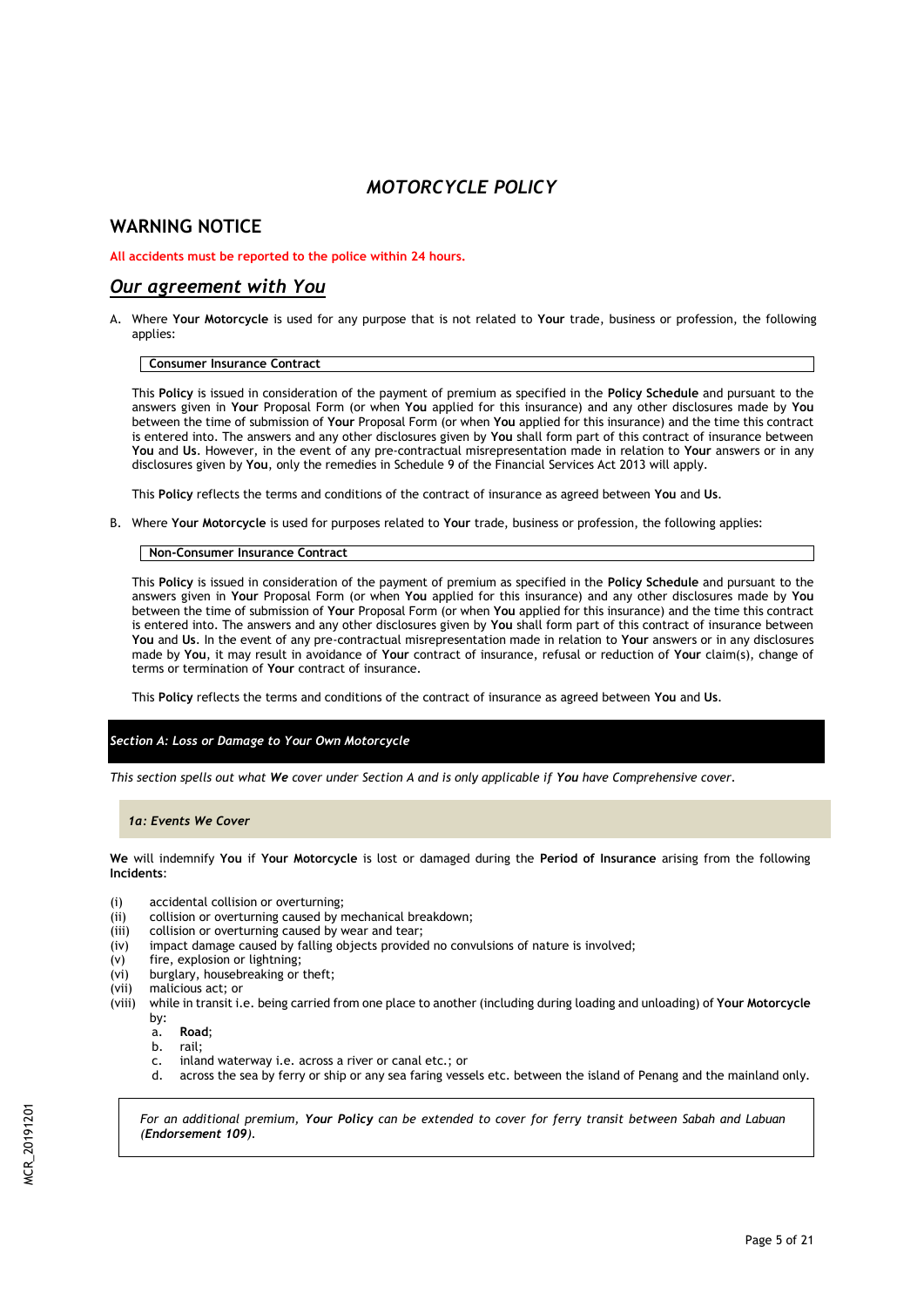# *MOTORCYCLE POLICY*

## WARNING NOTICE

**All accidents must be reported to the police within 24 hours.**

## *Our agreement with You*

A. Where **Your Motorcycle** is used for any purpose that is not related to **Your** trade, business or profession, the following applies:

**Consumer Insurance Contract**

This **Policy** is issued in consideration of the payment of premium as specified in the **Policy Schedule** and pursuant to the answers given in **Your** Proposal Form (or when **You** applied for this insurance) and any other disclosures made by **You** between the time of submission of **Your** Proposal Form (or when **You** applied for this insurance) and the time this contract is entered into. The answers and any other disclosures given by **You** shall form part of this contract of insurance between **You** and **Us**. However, in the event of any pre-contractual misrepresentation made in relation to **Your** answers or in any disclosures given by **You**, only the remedies in Schedule 9 of the Financial Services Act 2013 will apply.

This **Policy** reflects the terms and conditions of the contract of insurance as agreed between **You** and **Us**.

B. Where **Your Motorcycle** is used for purposes related to **Your** trade, business or profession, the following applies:

**Non-Consumer Insurance Contract**

This **Policy** is issued in consideration of the payment of premium as specified in the **Policy Schedule** and pursuant to the answers given in **Your** Proposal Form (or when **You** applied for this insurance) and any other disclosures made by **You** between the time of submission of **Your** Proposal Form (or when **You** applied for this insurance) and the time this contract is entered into. The answers and any other disclosures given by **You** shall form part of this contract of insurance between **You** and **Us**. In the event of any pre-contractual misrepresentation made in relation to **Your** answers or in any disclosures made by **You**, it may result in avoidance of **Your** contract of insurance, refusal or reduction of **Your** claim(s), change of terms or termination of **Your** contract of insurance.

This **Policy** reflects the terms and conditions of the contract of insurance as agreed between **You** and **Us**.

### *Section A: Loss or Damage to Your Own Motorcycle*

*This section spells out what **We** cover under Section A and is only applicable if **You** have Comprehensive cover.*

#### *1a: Events We Cover*

**We** will indemnify **You** if **Your Motorcycle** is lost or damaged during the **Period of Insurance** arising from the following **Incidents**:

(i) accidental collision or overturning;
(ii) collision or overturning caused by mechanical breakdown;
(iii) collision or overturning caused by wear and tear;
(iv) impact damage caused by falling objects provided no convulsions of nature is involved;
(v) fire, explosion or lightning;
(vi) burglary, housebreaking or theft;
(vii) malicious act; or
(viii) while in transit i.e. being carried from one place to another (including during loading and unloading) of **Your Motorcycle** by:
   a. **Road**;
   b. rail;
   c. inland waterway i.e. across a river or canal etc.; or
   d. across the sea by ferry or ship or any sea faring vessels etc. between the island of Penang and the mainland only.

*For an additional premium, **Your Policy** can be extended to cover for ferry transit between Sabah and Labuan (**Endorsement 109**).*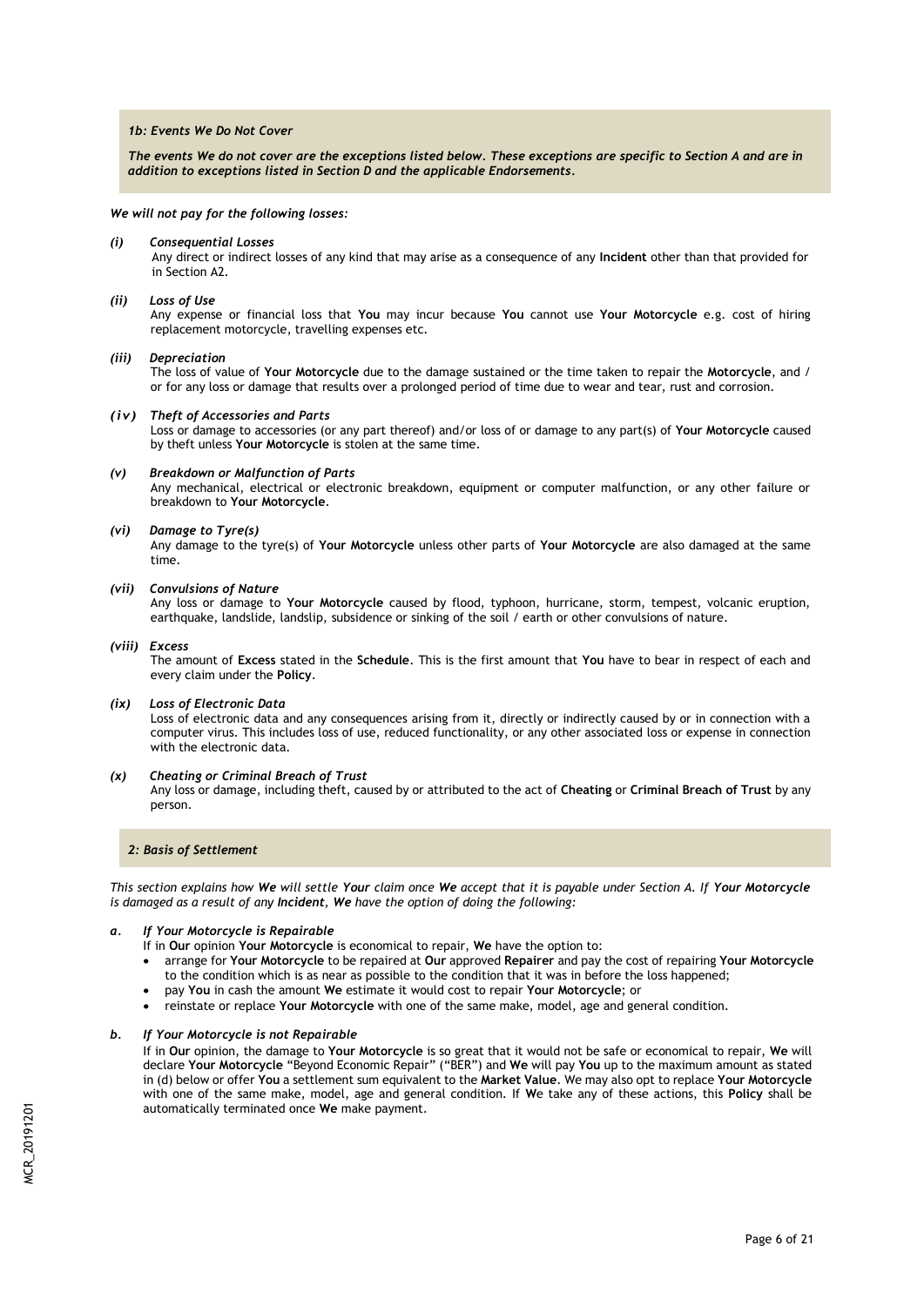### *1b: Events We Do Not Cover*

***The events We do not cover are the exceptions listed below. These exceptions are specific to Section A and are in addition to exceptions listed in Section D and the applicable Endorsements.***

***We will not pay for the following losses:***

***(i) Consequential Losses***
Any direct or indirect losses of any kind that may arise as a consequence of any **Incident** other than that provided for in Section A2.

***(ii) Loss of Use***
Any expense or financial loss that **You** may incur because **You** cannot use **Your Motorcycle** e.g. cost of hiring replacement motorcycle, travelling expenses etc.

***(iii) Depreciation***
The loss of value of **Your Motorcycle** due to the damage sustained or the time taken to repair the **Motorcycle**, and / or for any loss or damage that results over a prolonged period of time due to wear and tear, rust and corrosion.

***(iv) Theft of Accessories and Parts***
Loss or damage to accessories (or any part thereof) and/or loss of or damage to any part(s) of **Your Motorcycle** caused by theft unless **Your Motorcycle** is stolen at the same time.

***(v) Breakdown or Malfunction of Parts***
Any mechanical, electrical or electronic breakdown, equipment or computer malfunction, or any other failure or breakdown to **Your Motorcycle**.

***(vi) Damage to Tyre(s)***
Any damage to the tyre(s) of **Your Motorcycle** unless other parts of **Your Motorcycle** are also damaged at the same time.

***(vii) Convulsions of Nature***
Any loss or damage to **Your Motorcycle** caused by flood, typhoon, hurricane, storm, tempest, volcanic eruption, earthquake, landslide, landslip, subsidence or sinking of the soil / earth or other convulsions of nature.

***(viii) Excess***
The amount of **Excess** stated in the **Schedule**. This is the first amount that **You** have to bear in respect of each and every claim under the **Policy**.

***(ix) Loss of Electronic Data***
Loss of electronic data and any consequences arising from it, directly or indirectly caused by or in connection with a computer virus. This includes loss of use, reduced functionality, or any other associated loss or expense in connection with the electronic data.

***(x) Cheating or Criminal Breach of Trust***
Any loss or damage, including theft, caused by or attributed to the act of **Cheating** or **Criminal Breach of Trust** by any person.

### *2: Basis of Settlement*

*This section explains how **We** will settle **Your** claim once **We** accept that it is payable under Section A. If **Your Motorcycle** is damaged as a result of any **Incident**, **We** have the option of doing the following:*

***a. If Your Motorcycle is Repairable***
If in **Our** opinion **Your Motorcycle** is economical to repair, **We** have the option to:

- arrange for **Your Motorcycle** to be repaired at **Our** approved **Repairer** and pay the cost of repairing **Your Motorcycle** to the condition which is as near as possible to the condition that it was in before the loss happened;
- pay **You** in cash the amount **We** estimate it would cost to repair **Your Motorcycle**; or
- reinstate or replace **Your Motorcycle** with one of the same make, model, age and general condition.

***b. If Your Motorcycle is not Repairable***
If in **Our** opinion, the damage to **Your Motorcycle** is so great that it would not be safe or economical to repair, **We** will declare **Your Motorcycle** "Beyond Economic Repair" ("BER") and **We** will pay **You** up to the maximum amount as stated in (d) below or offer **You** a settlement sum equivalent to the **Market Value**. We may also opt to replace **Your Motorcycle** with one of the same make, model, age and general condition. If **We** take any of these actions, this **Policy** shall be automatically terminated once **We** make payment.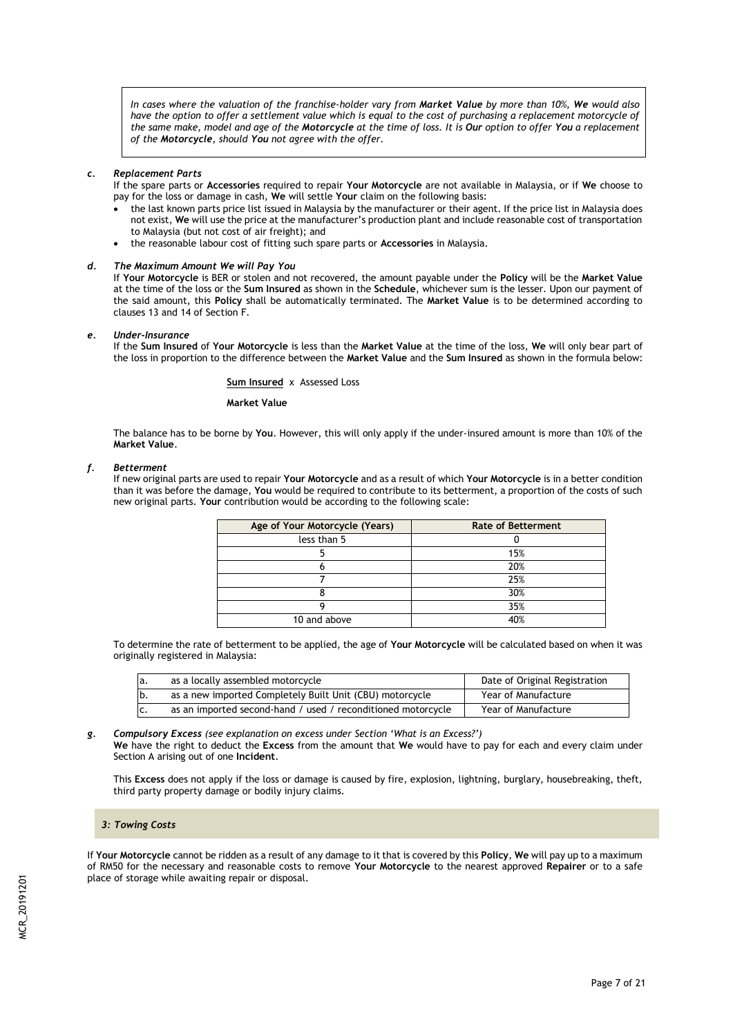*In cases where the valuation of the franchise-holder vary from **Market Value** by more than 10%, **We** would also have the option to offer a settlement value which is equal to the cost of purchasing a replacement motorcycle of the same make, model and age of the **Motorcycle** at the time of loss. It is **Our** option to offer **You** a replacement of the **Motorcycle**, should **You** not agree with the offer.*

***c. Replacement Parts***

If the spare parts or **Accessories** required to repair **Your Motorcycle** are not available in Malaysia, or if **We** choose to pay for the loss or damage in cash, **We** will settle **Your** claim on the following basis:

- the last known parts price list issued in Malaysia by the manufacturer or their agent. If the price list in Malaysia does not exist, **We** will use the price at the manufacturer's production plant and include reasonable cost of transportation to Malaysia (but not cost of air freight); and
- the reasonable labour cost of fitting such spare parts or **Accessories** in Malaysia.

***d. The Maximum Amount We will Pay You***

If **Your Motorcycle** is BER or stolen and not recovered, the amount payable under the **Policy** will be the **Market Value** at the time of the loss or the **Sum Insured** as shown in the **Schedule**, whichever sum is the lesser. Upon our payment of the said amount, this **Policy** shall be automatically terminated. The **Market Value** is to be determined according to clauses 13 and 14 of Section F.

***e. Under-Insurance***

If the **Sum Insured** of **Your Motorcycle** is less than the **Market Value** at the time of the loss, **We** will only bear part of the loss in proportion to the difference between the **Market Value** and the **Sum Insured** as shown in the formula below:

$$\frac{\textbf{Sum Insured}}{\textbf{Market Value}} \times \text{Assessed Loss}$$

The balance has to be borne by **You**. However, this will only apply if the under-insured amount is more than 10% of the **Market Value**.

***f. Betterment***

If new original parts are used to repair **Your Motorcycle** and as a result of which **Your Motorcycle** is in a better condition than it was before the damage, **You** would be required to contribute to its betterment, a proportion of the costs of such new original parts. **Your** contribution would be according to the following scale:

| Age of Your Motorcycle (Years) | Rate of Betterment |
|---|---|
| less than 5 | 0 |
| 5 | 15% |
| 6 | 20% |
| 7 | 25% |
| 8 | 30% |
| 9 | 35% |
| 10 and above | 40% |

To determine the rate of betterment to be applied, the age of **Your Motorcycle** will be calculated based on when it was originally registered in Malaysia:

| | | |
|---|---|---|
| a. | as a locally assembled motorcycle | Date of Original Registration |
| b. | as a new imported Completely Built Unit (CBU) motorcycle | Year of Manufacture |
| c. | as an imported second-hand / used / reconditioned motorcycle | Year of Manufacture |

***g. Compulsory Excess*** *(see explanation on excess under Section 'What is an Excess?')*

**We** have the right to deduct the **Excess** from the amount that **We** would have to pay for each and every claim under Section A arising out of one **Incident**.

This **Excess** does not apply if the loss or damage is caused by fire, explosion, lightning, burglary, housebreaking, theft, third party property damage or bodily injury claims.

### *3: Towing Costs*

If **Your Motorcycle** cannot be ridden as a result of any damage to it that is covered by this **Policy**, **We** will pay up to a maximum of RM50 for the necessary and reasonable costs to remove **Your Motorcycle** to the nearest approved **Repairer** or to a safe place of storage while awaiting repair or disposal.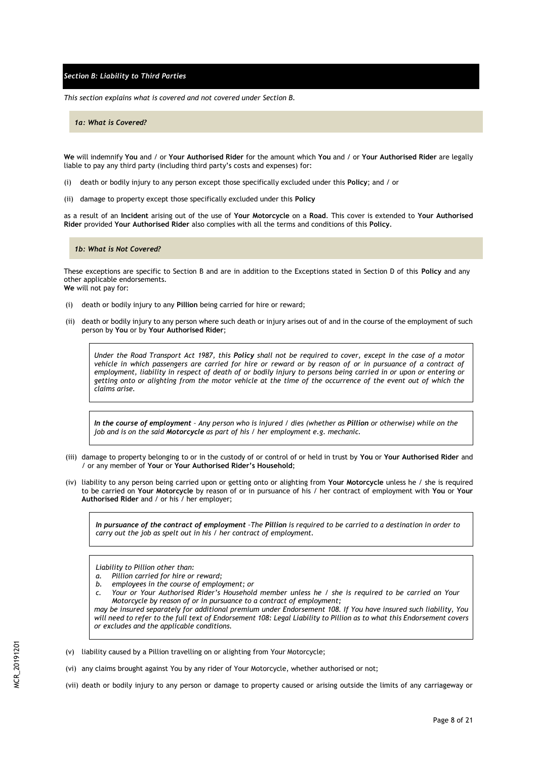## *Section B: Liability to Third Parties*

*This section explains what is covered and not covered under Section B.*

### *1a: What is Covered?*

**We** will indemnify **You** and / or **Your Authorised Rider** for the amount which **You** and / or **Your Authorised Rider** are legally liable to pay any third party (including third party's costs and expenses) for:

(i) death or bodily injury to any person except those specifically excluded under this **Policy**; and / or

(ii) damage to property except those specifically excluded under this **Policy**

as a result of an **Incident** arising out of the use of **Your Motorcycle** on a **Road**. This cover is extended to **Your Authorised Rider** provided **Your Authorised Rider** also complies with all the terms and conditions of this **Policy**.

### *1b: What is Not Covered?*

These exceptions are specific to Section B and are in addition to the Exceptions stated in Section D of this **Policy** and any other applicable endorsements.
**We** will not pay for:

(i) death or bodily injury to any **Pillion** being carried for hire or reward;

(ii) death or bodily injury to any person where such death or injury arises out of and in the course of the employment of such person by **You** or by **Your Authorised Rider**;

> *Under the Road Transport Act 1987, this **Policy** shall not be required to cover, except in the case of a motor vehicle in which passengers are carried for hire or reward or by reason of or in pursuance of a contract of employment, liability in respect of death of or bodily injury to persons being carried in or upon or entering or getting onto or alighting from the motor vehicle at the time of the occurrence of the event out of which the claims arise.*

> ***In the course of employment** – Any person who is injured / dies (whether as **Pillion** or otherwise) while on the job and is on the said **Motorcycle** as part of his / her employment e.g. mechanic.*

(iii) damage to property belonging to or in the custody of or control of or held in trust by **You** or **Your Authorised Rider** and / or any member of **Your** or **Your Authorised Rider's Household**;

(iv) liability to any person being carried upon or getting onto or alighting from **Your Motorcycle** unless he / she is required to be carried on **Your Motorcycle** by reason of or in pursuance of his / her contract of employment with **You** or **Your Authorised Rider** and / or his / her employer;

> ***In pursuance of the contract of employment** –The **Pillion** is required to be carried to a destination in order to carry out the job as spelt out in his / her contract of employment.*

> *Liability to Pillion other than:*
> *a. Pillion carried for hire or reward;*
> *b. employees in the course of employment; or*
> *c. Your or Your Authorised Rider's Household member unless he / she is required to be carried on Your Motorcycle by reason of or in pursuance to a contract of employment;*
>
> *may be insured separately for additional premium under Endorsement 108. If You have insured such liability, You will need to refer to the full text of Endorsement 108: Legal Liability to Pillion as to what this Endorsement covers or excludes and the applicable conditions.*

(v) liability caused by a Pillion travelling on or alighting from Your Motorcycle;

(vi) any claims brought against You by any rider of Your Motorcycle, whether authorised or not;

(vii) death or bodily injury to any person or damage to property caused or arising outside the limits of any carriageway or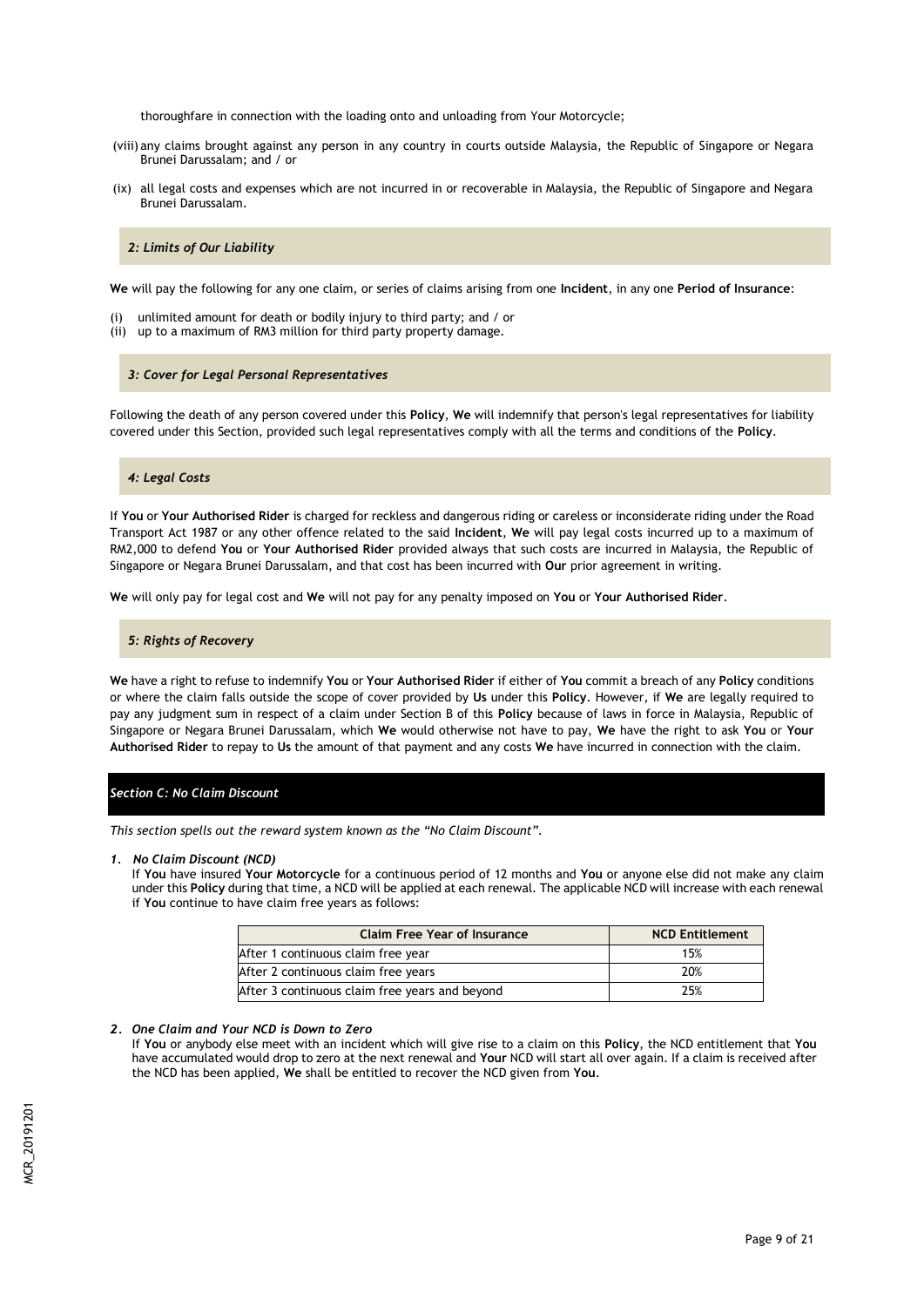thoroughfare in connection with the loading onto and unloading from Your Motorcycle;

(viii) any claims brought against any person in any country in courts outside Malaysia, the Republic of Singapore or Negara Brunei Darussalam; and / or

(ix) all legal costs and expenses which are not incurred in or recoverable in Malaysia, the Republic of Singapore and Negara Brunei Darussalam.

### *2: Limits of Our Liability*

**We** will pay the following for any one claim, or series of claims arising from one **Incident**, in any one **Period of Insurance**:

(i) unlimited amount for death or bodily injury to third party; and / or
(ii) up to a maximum of RM3 million for third party property damage.

### *3: Cover for Legal Personal Representatives*

Following the death of any person covered under this **Policy**, **We** will indemnify that person's legal representatives for liability covered under this Section, provided such legal representatives comply with all the terms and conditions of the **Policy**.

### *4: Legal Costs*

If **You** or **Your Authorised Rider** is charged for reckless and dangerous riding or careless or inconsiderate riding under the Road Transport Act 1987 or any other offence related to the said **Incident**, **We** will pay legal costs incurred up to a maximum of RM2,000 to defend **You** or **Your Authorised Rider** provided always that such costs are incurred in Malaysia, the Republic of Singapore or Negara Brunei Darussalam, and that cost has been incurred with **Our** prior agreement in writing.

**We** will only pay for legal cost and **We** will not pay for any penalty imposed on **You** or **Your Authorised Rider**.

### *5: Rights of Recovery*

**We** have a right to refuse to indemnify **You** or **Your Authorised Rider** if either of **You** commit a breach of any **Policy** conditions or where the claim falls outside the scope of cover provided by **Us** under this **Policy**. However, if **We** are legally required to pay any judgment sum in respect of a claim under Section B of this **Policy** because of laws in force in Malaysia, Republic of Singapore or Negara Brunei Darussalam, which **We** would otherwise not have to pay, **We** have the right to ask **You** or **Your Authorised Rider** to repay to **Us** the amount of that payment and any costs **We** have incurred in connection with the claim.

## *Section C: No Claim Discount*

*This section spells out the reward system known as the "No Claim Discount".*

1. ***No Claim Discount (NCD)***
   If **You** have insured **Your Motorcycle** for a continuous period of 12 months and **You** or anyone else did not make any claim under this **Policy** during that time, a NCD will be applied at each renewal. The applicable NCD will increase with each renewal if **You** continue to have claim free years as follows:

| Claim Free Year of Insurance | NCD Entitlement |
|---|---|
| After 1 continuous claim free year | 15% |
| After 2 continuous claim free years | 20% |
| After 3 continuous claim free years and beyond | 25% |

2. ***One Claim and Your NCD is Down to Zero***
   If **You** or anybody else meet with an incident which will give rise to a claim on this **Policy**, the NCD entitlement that **You** have accumulated would drop to zero at the next renewal and **Your** NCD will start all over again. If a claim is received after the NCD has been applied, **We** shall be entitled to recover the NCD given from **You**.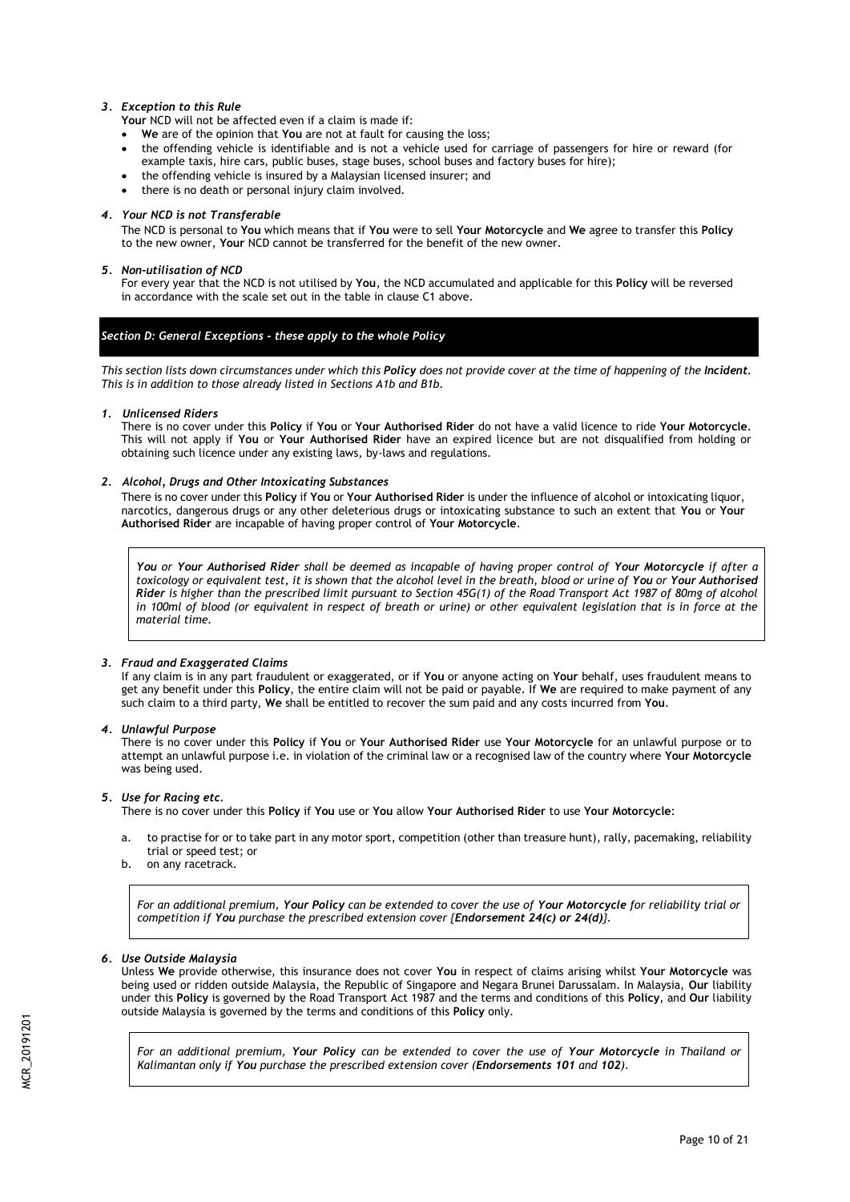### *3. Exception to this Rule*

**Your** NCD will not be affected even if a claim is made if:

- **We** are of the opinion that **You** are not at fault for causing the loss;
- the offending vehicle is identifiable and is not a vehicle used for carriage of passengers for hire or reward (for example taxis, hire cars, public buses, stage buses, school buses and factory buses for hire);
- the offending vehicle is insured by a Malaysian licensed insurer; and
- there is no death or personal injury claim involved.

### *4. Your NCD is not Transferable*

The NCD is personal to **You** which means that if **You** were to sell **Your Motorcycle** and **We** agree to transfer this **Policy** to the new owner, **Your** NCD cannot be transferred for the benefit of the new owner.

### *5. Non-utilisation of NCD*

For every year that the NCD is not utilised by **You**, the NCD accumulated and applicable for this **Policy** will be reversed in accordance with the scale set out in the table in clause C1 above.

## *Section D: General Exceptions - these apply to the whole Policy*

*This section lists down circumstances under which this **Policy** does not provide cover at the time of happening of the **Incident**. This is in addition to those already listed in Sections A1b and B1b.*

### *1. Unlicensed Riders*

There is no cover under this **Policy** if **You** or **Your Authorised Rider** do not have a valid licence to ride **Your Motorcycle**. This will not apply if **You** or **Your Authorised Rider** have an expired licence but are not disqualified from holding or obtaining such licence under any existing laws, by-laws and regulations.

### *2. Alcohol, Drugs and Other Intoxicating Substances*

There is no cover under this **Policy** if **You** or **Your Authorised Rider** is under the influence of alcohol or intoxicating liquor, narcotics, dangerous drugs or any other deleterious drugs or intoxicating substance to such an extent that **You** or **Your Authorised Rider** are incapable of having proper control of **Your Motorcycle**.

> ***You** or **Your Authorised Rider** shall be deemed as incapable of having proper control of **Your Motorcycle** if after a toxicology or equivalent test, it is shown that the alcohol level in the breath, blood or urine of **You** or **Your Authorised Rider** is higher than the prescribed limit pursuant to Section 45G(1) of the Road Transport Act 1987 of 80mg of alcohol in 100ml of blood (or equivalent in respect of breath or urine) or other equivalent legislation that is in force at the material time.*

### *3. Fraud and Exaggerated Claims*

If any claim is in any part fraudulent or exaggerated, or if **You** or anyone acting on **Your** behalf, uses fraudulent means to get any benefit under this **Policy**, the entire claim will not be paid or payable. If **We** are required to make payment of any such claim to a third party, **We** shall be entitled to recover the sum paid and any costs incurred from **You**.

### *4. Unlawful Purpose*

There is no cover under this **Policy** if **You** or **Your Authorised Rider** use **Your Motorcycle** for an unlawful purpose or to attempt an unlawful purpose i.e. in violation of the criminal law or a recognised law of the country where **Your Motorcycle** was being used.

### *5. Use for Racing etc.*

There is no cover under this **Policy** if **You** use or **You** allow **Your Authorised Rider** to use **Your Motorcycle**:

a. to practise for or to take part in any motor sport, competition (other than treasure hunt), rally, pacemaking, reliability trial or speed test; or
b. on any racetrack.

> *For an additional premium, **Your Policy** can be extended to cover the use of **Your Motorcycle** for reliability trial or competition if **You** purchase the prescribed extension cover {**Endorsement 24(c) or 24(d)**}.*

### *6. Use Outside Malaysia*

Unless **We** provide otherwise, this insurance does not cover **You** in respect of claims arising whilst **Your Motorcycle** was being used or ridden outside Malaysia, the Republic of Singapore and Negara Brunei Darussalam. In Malaysia, **Our** liability under this **Policy** is governed by the Road Transport Act 1987 and the terms and conditions of this **Policy**, and **Our** liability outside Malaysia is governed by the terms and conditions of this **Policy** only.

> *For an additional premium, **Your Policy** can be extended to cover the use of **Your Motorcycle** in Thailand or Kalimantan only if **You** purchase the prescribed extension cover (**Endorsements 101** and **102**).*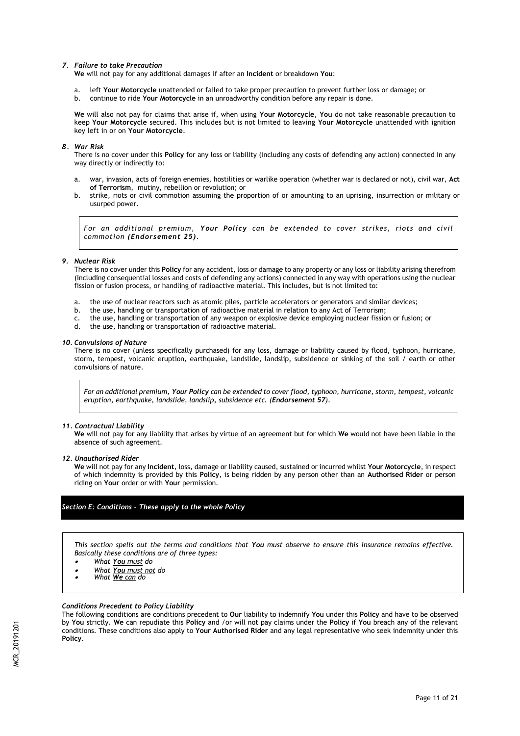### *7. Failure to take Precaution*

**We** will not pay for any additional damages if after an **Incident** or breakdown **You**:

a. left **Your Motorcycle** unattended or failed to take proper precaution to prevent further loss or damage; or
b. continue to ride **Your Motorcycle** in an unroadworthy condition before any repair is done.

**We** will also not pay for claims that arise if, when using **Your Motorcycle**, **You** do not take reasonable precaution to keep **Your Motorcycle** secured. This includes but is not limited to leaving **Your Motorcycle** unattended with ignition key left in or on **Your Motorcycle**.

### *8. War Risk*

There is no cover under this **Policy** for any loss or liability (including any costs of defending any action) connected in any way directly or indirectly to:

a. war, invasion, acts of foreign enemies, hostilities or warlike operation (whether war is declared or not), civil war, **Act of Terrorism**, mutiny, rebellion or revolution; or
b. strike, riots or civil commotion assuming the proportion of or amounting to an uprising, insurrection or military or usurped power.

> *For an additional premium, **Your Policy** can be extended to cover strikes, riots and civil commotion **(Endorsement 25)**.*

### *9. Nuclear Risk*

There is no cover under this **Policy** for any accident, loss or damage to any property or any loss or liability arising therefrom (including consequential losses and costs of defending any actions) connected in any way with operations using the nuclear fission or fusion process, or handling of radioactive material. This includes, but is not limited to:

a. the use of nuclear reactors such as atomic piles, particle accelerators or generators and similar devices;
b. the use, handling or transportation of radioactive material in relation to any Act of Terrorism;
c. the use, handling or transportation of any weapon or explosive device employing nuclear fission or fusion; or
d. the use, handling or transportation of radioactive material.

### *10. Convulsions of Nature*

There is no cover (unless specifically purchased) for any loss, damage or liability caused by flood, typhoon, hurricane, storm, tempest, volcanic eruption, earthquake, landslide, landslip, subsidence or sinking of the soil / earth or other convulsions of nature.

> *For an additional premium, **Your Policy** can be extended to cover flood, typhoon, hurricane, storm, tempest, volcanic eruption, earthquake, landslide, landslip, subsidence etc. (**Endorsement 57**).*

### *11. Contractual Liability*

**We** will not pay for any liability that arises by virtue of an agreement but for which **We** would not have been liable in the absence of such agreement.

### *12. Unauthorised Rider*

**We** will not pay for any **Incident**, loss, damage or liability caused, sustained or incurred whilst **Your Motorcycle**, in respect of which indemnity is provided by this **Policy**, is being ridden by any person other than an **Authorised Rider** or person riding on **Your** order or with **Your** permission.

## *Section E: Conditions - These apply to the whole Policy*

> *This section spells out the terms and conditions that **You** must observe to ensure this insurance remains effective. Basically these conditions are of three types:*
>
> - *What **You must** do*
> - *What **You must not** do*
> - *What **We can** do*

### *Conditions Precedent to Policy Liability*

The following conditions are conditions precedent to **Our** liability to indemnify **You** under this **Policy** and have to be observed by **You** strictly. **We** can repudiate this **Policy** and /or will not pay claims under the **Policy** if **You** breach any of the relevant conditions. These conditions also apply to **Your Authorised Rider** and any legal representative who seek indemnity under this **Policy**.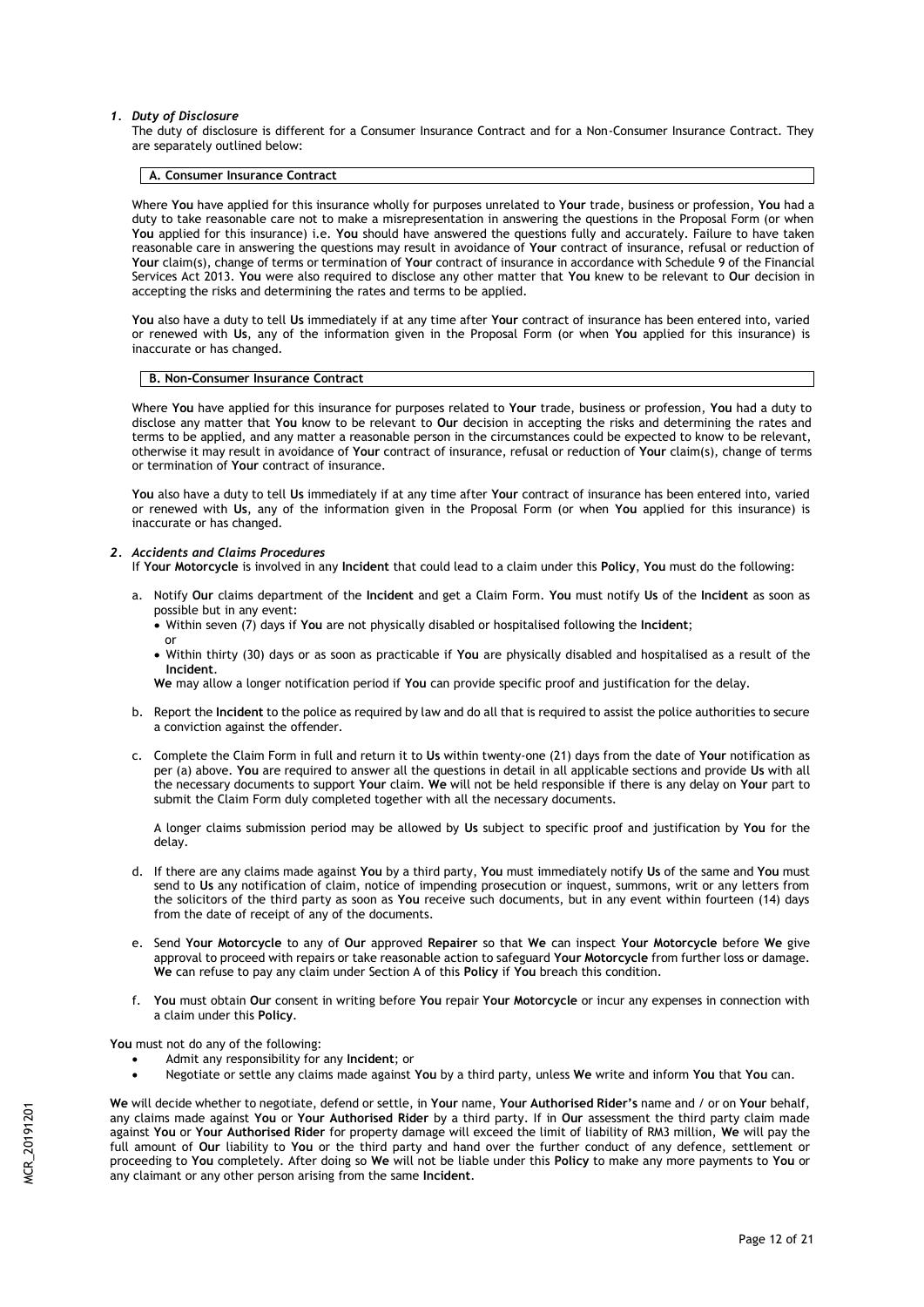### *1. Duty of Disclosure*

The duty of disclosure is different for a Consumer Insurance Contract and for a Non-Consumer Insurance Contract. They are separately outlined below:

| **A. Consumer Insurance Contract** |
|---|

Where **You** have applied for this insurance wholly for purposes unrelated to **Your** trade, business or profession, **You** had a duty to take reasonable care not to make a misrepresentation in answering the questions in the Proposal Form (or when **You** applied for this insurance) i.e. **You** should have answered the questions fully and accurately. Failure to have taken reasonable care in answering the questions may result in avoidance of **Your** contract of insurance, refusal or reduction of **Your** claim(s), change of terms or termination of **Your** contract of insurance in accordance with Schedule 9 of the Financial Services Act 2013. **You** were also required to disclose any other matter that **You** knew to be relevant to **Our** decision in accepting the risks and determining the rates and terms to be applied.

**You** also have a duty to tell **Us** immediately if at any time after **Your** contract of insurance has been entered into, varied or renewed with **Us**, any of the information given in the Proposal Form (or when **You** applied for this insurance) is inaccurate or has changed.

| **B. Non-Consumer Insurance Contract** |
|---|

Where **You** have applied for this insurance for purposes related to **Your** trade, business or profession, **You** had a duty to disclose any matter that **You** know to be relevant to **Our** decision in accepting the risks and determining the rates and terms to be applied, and any matter a reasonable person in the circumstances could be expected to know to be relevant, otherwise it may result in avoidance of **Your** contract of insurance, refusal or reduction of **Your** claim(s), change of terms or termination of **Your** contract of insurance.

**You** also have a duty to tell **Us** immediately if at any time after **Your** contract of insurance has been entered into, varied or renewed with **Us**, any of the information given in the Proposal Form (or when **You** applied for this insurance) is inaccurate or has changed.

### *2. Accidents and Claims Procedures*

If **Your Motorcycle** is involved in any **Incident** that could lead to a claim under this **Policy**, **You** must do the following:

a. Notify **Our** claims department of the **Incident** and get a Claim Form. **You** must notify **Us** of the **Incident** as soon as possible but in any event:
   - Within seven (7) days if **You** are not physically disabled or hospitalised following the **Incident**;
   
     or
   - Within thirty (30) days or as soon as practicable if **You** are physically disabled and hospitalised as a result of the **Incident**.

   **We** may allow a longer notification period if **You** can provide specific proof and justification for the delay.

b. Report the **Incident** to the police as required by law and do all that is required to assist the police authorities to secure a conviction against the offender.

c. Complete the Claim Form in full and return it to **Us** within twenty-one (21) days from the date of **Your** notification as per (a) above. **You** are required to answer all the questions in detail in all applicable sections and provide **Us** with all the necessary documents to support **Your** claim. **We** will not be held responsible if there is any delay on **Your** part to submit the Claim Form duly completed together with all the necessary documents.

   A longer claims submission period may be allowed by **Us** subject to specific proof and justification by **You** for the delay.

d. If there are any claims made against **You** by a third party, **You** must immediately notify **Us** of the same and **You** must send to **Us** any notification of claim, notice of impending prosecution or inquest, summons, writ or any letters from the solicitors of the third party as soon as **You** receive such documents, but in any event within fourteen (14) days from the date of receipt of any of the documents.

e. Send **Your Motorcycle** to any of **Our** approved **Repairer** so that **We** can inspect **Your Motorcycle** before **We** give approval to proceed with repairs or take reasonable action to safeguard **Your Motorcycle** from further loss or damage. **We** can refuse to pay any claim under Section A of this **Policy** if **You** breach this condition.

f. **You** must obtain **Our** consent in writing before **You** repair **Your Motorcycle** or incur any expenses in connection with a claim under this **Policy**.

**You** must not do any of the following:

- Admit any responsibility for any **Incident**; or
- Negotiate or settle any claims made against **You** by a third party, unless **We** write and inform **You** that **You** can.

**We** will decide whether to negotiate, defend or settle, in **Your** name, **Your Authorised Rider's** name and / or on **Your** behalf, any claims made against **You** or **Your Authorised Rider** by a third party. If in **Our** assessment the third party claim made against **You** or **Your Authorised Rider** for property damage will exceed the limit of liability of RM3 million, **We** will pay the full amount of **Our** liability to **You** or the third party and hand over the further conduct of any defence, settlement or proceeding to **You** completely. After doing so **We** will not be liable under this **Policy** to make any more payments to **You** or any claimant or any other person arising from the same **Incident**.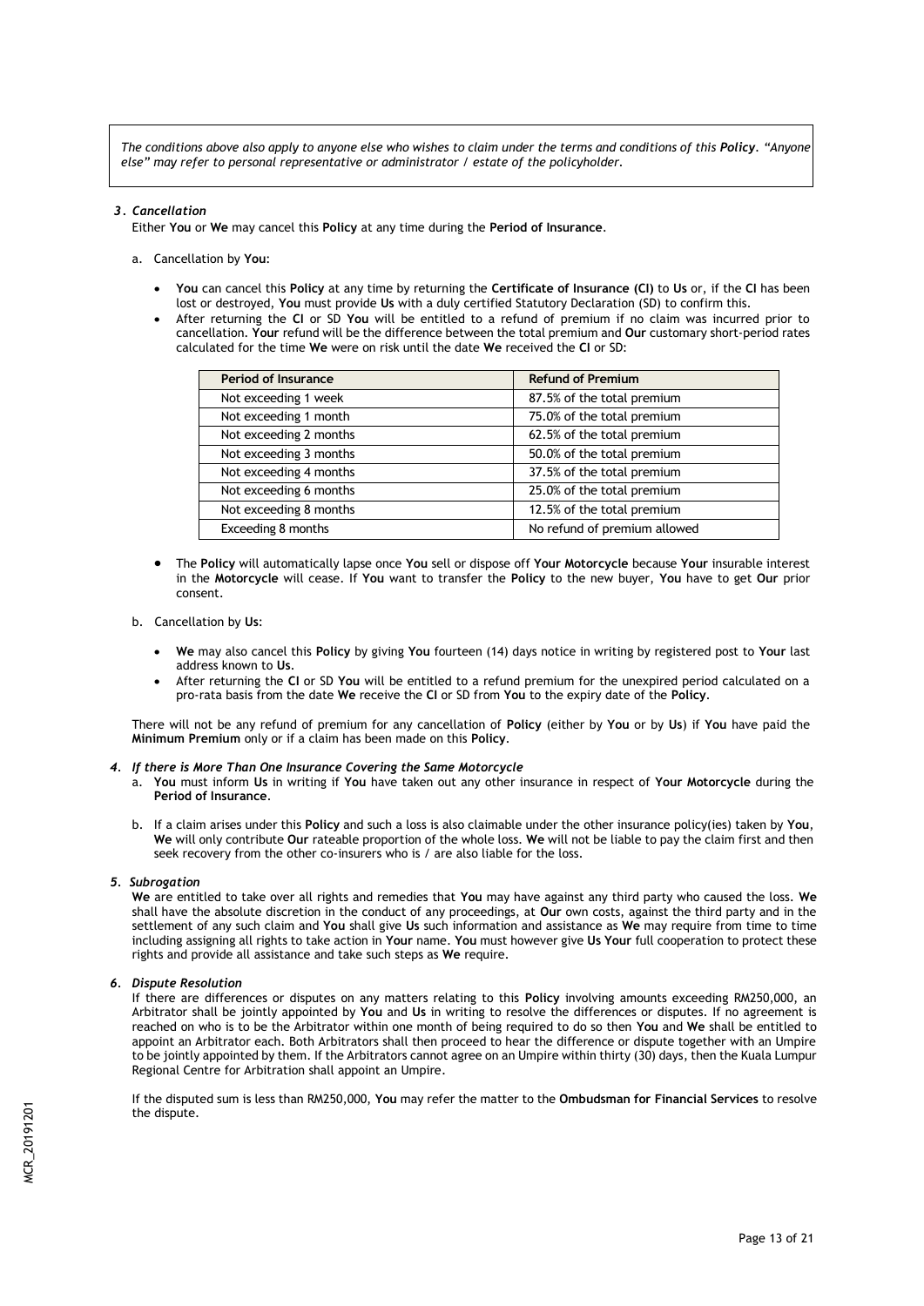*The conditions above also apply to anyone else who wishes to claim under the terms and conditions of this **Policy**. "Anyone else" may refer to personal representative or administrator / estate of the policyholder.*

### *3. Cancellation*

Either **You** or **We** may cancel this **Policy** at any time during the **Period of Insurance**.

a. Cancellation by **You**:

- **You** can cancel this **Policy** at any time by returning the **Certificate of Insurance (CI)** to **Us** or, if the **CI** has been lost or destroyed, **You** must provide **Us** with a duly certified Statutory Declaration (SD) to confirm this.
- After returning the **CI** or SD **You** will be entitled to a refund of premium if no claim was incurred prior to cancellation. **Your** refund will be the difference between the total premium and **Our** customary short-period rates calculated for the time **We** were on risk until the date **We** received the **CI** or SD:

| Period of Insurance | Refund of Premium |
|---|---|
| Not exceeding 1 week | 87.5% of the total premium |
| Not exceeding 1 month | 75.0% of the total premium |
| Not exceeding 2 months | 62.5% of the total premium |
| Not exceeding 3 months | 50.0% of the total premium |
| Not exceeding 4 months | 37.5% of the total premium |
| Not exceeding 6 months | 25.0% of the total premium |
| Not exceeding 8 months | 12.5% of the total premium |
| Exceeding 8 months | No refund of premium allowed |

- The **Policy** will automatically lapse once **You** sell or dispose off **Your Motorcycle** because **Your** insurable interest in the **Motorcycle** will cease. If **You** want to transfer the **Policy** to the new buyer, **You** have to get **Our** prior consent.

b. Cancellation by **Us**:

- **We** may also cancel this **Policy** by giving **You** fourteen (14) days notice in writing by registered post to **Your** last address known to **Us**.
- After returning the **CI** or SD **You** will be entitled to a refund premium for the unexpired period calculated on a pro-rata basis from the date **We** receive the **CI** or SD from **You** to the expiry date of the **Policy**.

There will not be any refund of premium for any cancellation of **Policy** (either by **You** or by **Us**) if **You** have paid the **Minimum Premium** only or if a claim has been made on this **Policy**.

### *4. If there is More Than One Insurance Covering the Same Motorcycle*

a. **You** must inform **Us** in writing if **You** have taken out any other insurance in respect of **Your Motorcycle** during the **Period of Insurance**.

b. If a claim arises under this **Policy** and such a loss is also claimable under the other insurance policy(ies) taken by **You**, **We** will only contribute **Our** rateable proportion of the whole loss. **We** will not be liable to pay the claim first and then seek recovery from the other co-insurers who is / are also liable for the loss.

### *5. Subrogation*

**We** are entitled to take over all rights and remedies that **You** may have against any third party who caused the loss. **We** shall have the absolute discretion in the conduct of any proceedings, at **Our** own costs, against the third party and in the settlement of any such claim and **You** shall give **Us** such information and assistance as **We** may require from time to time including assigning all rights to take action in **Your** name. **You** must however give **Us Your** full cooperation to protect these rights and provide all assistance and take such steps as **We** require.

### *6. Dispute Resolution*

If there are differences or disputes on any matters relating to this **Policy** involving amounts exceeding RM250,000, an Arbitrator shall be jointly appointed by **You** and **Us** in writing to resolve the differences or disputes. If no agreement is reached on who is to be the Arbitrator within one month of being required to do so then **You** and **We** shall be entitled to appoint an Arbitrator each. Both Arbitrators shall then proceed to hear the difference or dispute together with an Umpire to be jointly appointed by them. If the Arbitrators cannot agree on an Umpire within thirty (30) days, then the Kuala Lumpur Regional Centre for Arbitration shall appoint an Umpire.

If the disputed sum is less than RM250,000, **You** may refer the matter to the **Ombudsman for Financial Services** to resolve the dispute.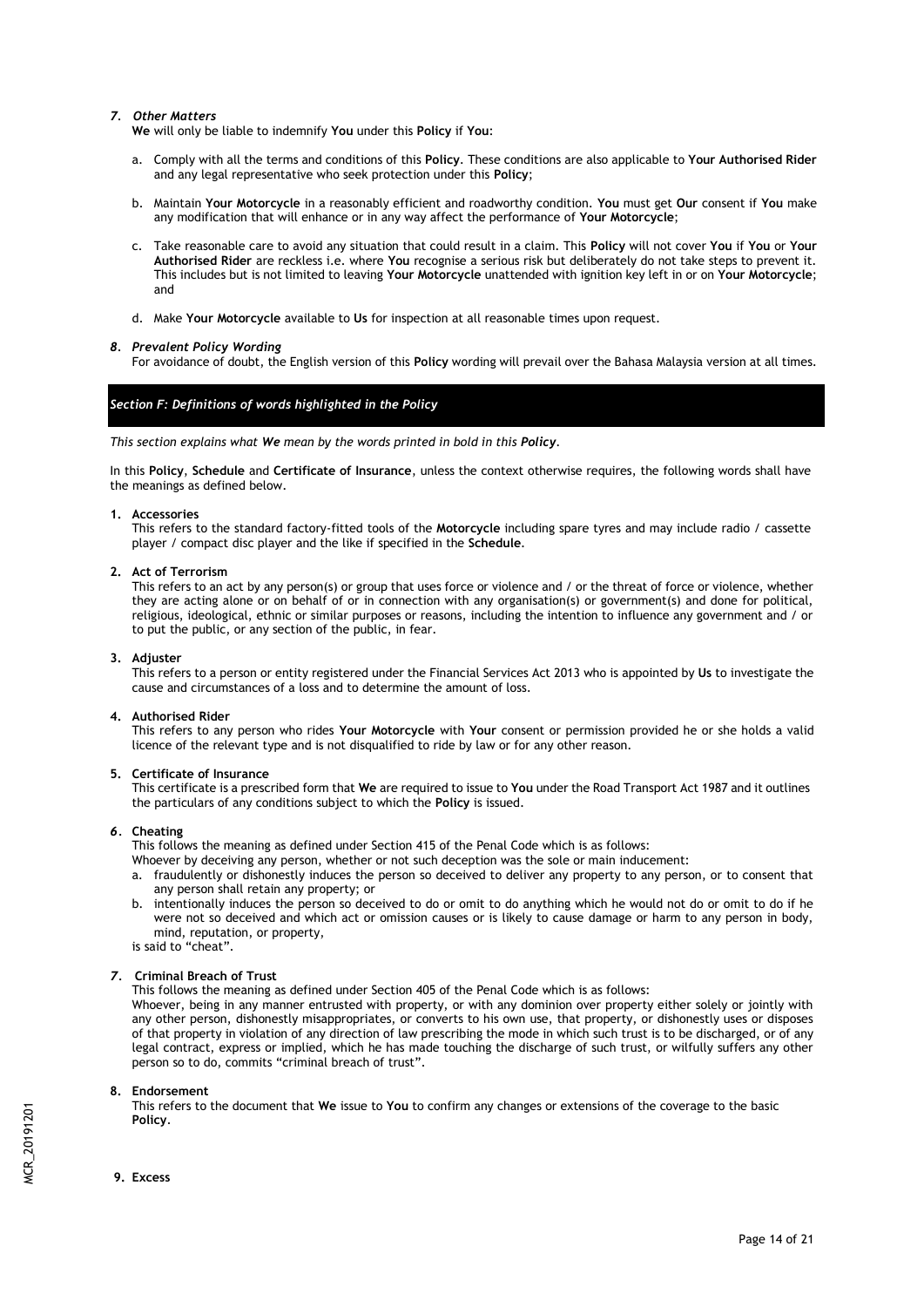*7. Other Matters*

**We** will only be liable to indemnify **You** under this **Policy** if **You**:

a. Comply with all the terms and conditions of this **Policy**. These conditions are also applicable to **Your Authorised Rider** and any legal representative who seek protection under this **Policy**;

b. Maintain **Your Motorcycle** in a reasonably efficient and roadworthy condition. **You** must get **Our** consent if **You** make any modification that will enhance or in any way affect the performance of **Your Motorcycle**;

c. Take reasonable care to avoid any situation that could result in a claim. This **Policy** will not cover **You** if **You** or **Your Authorised Rider** are reckless i.e. where **You** recognise a serious risk but deliberately do not take steps to prevent it. This includes but is not limited to leaving **Your Motorcycle** unattended with ignition key left in or on **Your Motorcycle**; and

d. Make **Your Motorcycle** available to **Us** for inspection at all reasonable times upon request.

*8. Prevalent Policy Wording*

For avoidance of doubt, the English version of this **Policy** wording will prevail over the Bahasa Malaysia version at all times.

## *Section F: Definitions of words highlighted in the Policy*

*This section explains what **We** mean by the words printed in bold in this **Policy**.*

In this **Policy**, **Schedule** and **Certificate of Insurance**, unless the context otherwise requires, the following words shall have the meanings as defined below.

**1. Accessories**

This refers to the standard factory-fitted tools of the **Motorcycle** including spare tyres and may include radio / cassette player / compact disc player and the like if specified in the **Schedule**.

**2. Act of Terrorism**

This refers to an act by any person(s) or group that uses force or violence and / or the threat of force or violence, whether they are acting alone or on behalf of or in connection with any organisation(s) or government(s) and done for political, religious, ideological, ethnic or similar purposes or reasons, including the intention to influence any government and / or to put the public, or any section of the public, in fear.

**3. Adjuster**

This refers to a person or entity registered under the Financial Services Act 2013 who is appointed by **Us** to investigate the cause and circumstances of a loss and to determine the amount of loss.

**4. Authorised Rider**

This refers to any person who rides **Your Motorcycle** with **Your** consent or permission provided he or she holds a valid licence of the relevant type and is not disqualified to ride by law or for any other reason.

**5. Certificate of Insurance**

This certificate is a prescribed form that **We** are required to issue to **You** under the Road Transport Act 1987 and it outlines the particulars of any conditions subject to which the **Policy** is issued.

**6. Cheating**

This follows the meaning as defined under Section 415 of the Penal Code which is as follows:

Whoever by deceiving any person, whether or not such deception was the sole or main inducement:

a. fraudulently or dishonestly induces the person so deceived to deliver any property to any person, or to consent that any person shall retain any property; or
b. intentionally induces the person so deceived to do or omit to do anything which he would not do or omit to do if he were not so deceived and which act or omission causes or is likely to cause damage or harm to any person in body, mind, reputation, or property,

is said to "cheat".

**7. Criminal Breach of Trust**

This follows the meaning as defined under Section 405 of the Penal Code which is as follows:

Whoever, being in any manner entrusted with property, or with any dominion over property either solely or jointly with any other person, dishonestly misappropriates, or converts to his own use, that property, or dishonestly uses or disposes of that property in violation of any direction of law prescribing the mode in which such trust is to be discharged, or of any legal contract, express or implied, which he has made touching the discharge of such trust, or wilfully suffers any other person so to do, commits "criminal breach of trust".

**8. Endorsement**

This refers to the document that **We** issue to **You** to confirm any changes or extensions of the coverage to the basic **Policy**.

**9. Excess**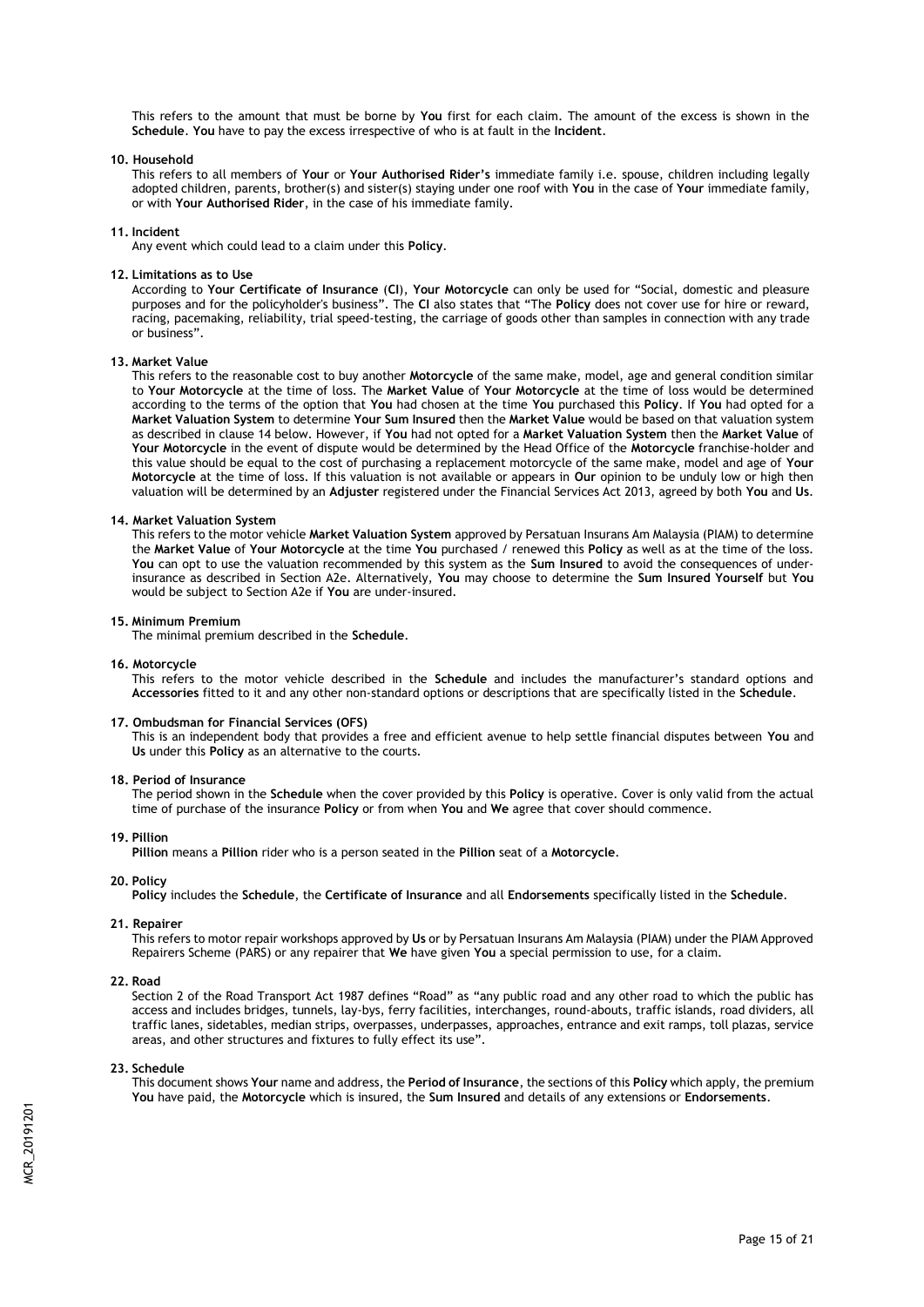This refers to the amount that must be borne by **You** first for each claim. The amount of the excess is shown in the **Schedule**. **You** have to pay the excess irrespective of who is at fault in the **Incident**.

**10. Household**

This refers to all members of **Your** or **Your Authorised Rider's** immediate family i.e. spouse, children including legally adopted children, parents, brother(s) and sister(s) staying under one roof with **You** in the case of **Your** immediate family, or with **Your Authorised Rider**, in the case of his immediate family.

**11. Incident**

Any event which could lead to a claim under this **Policy**.

**12. Limitations as to Use**

According to **Your Certificate of Insurance** (**CI**), **Your Motorcycle** can only be used for "Social, domestic and pleasure purposes and for the policyholder's business". The **CI** also states that "The **Policy** does not cover use for hire or reward, racing, pacemaking, reliability, trial speed-testing, the carriage of goods other than samples in connection with any trade or business".

**13. Market Value**

This refers to the reasonable cost to buy another **Motorcycle** of the same make, model, age and general condition similar to **Your Motorcycle** at the time of loss. The **Market Value** of **Your Motorcycle** at the time of loss would be determined according to the terms of the option that **You** had chosen at the time **You** purchased this **Policy**. If **You** had opted for a **Market Valuation System** to determine **Your Sum Insured** then the **Market Value** would be based on that valuation system as described in clause 14 below. However, if **You** had not opted for a **Market Valuation System** then the **Market Value** of **Your Motorcycle** in the event of dispute would be determined by the Head Office of the **Motorcycle** franchise-holder and this value should be equal to the cost of purchasing a replacement motorcycle of the same make, model and age of **Your Motorcycle** at the time of loss. If this valuation is not available or appears in **Our** opinion to be unduly low or high then valuation will be determined by an **Adjuster** registered under the Financial Services Act 2013, agreed by both **You** and **Us**.

**14. Market Valuation System**

This refers to the motor vehicle **Market Valuation System** approved by Persatuan Insurans Am Malaysia (PIAM) to determine the **Market Value** of **Your Motorcycle** at the time **You** purchased / renewed this **Policy** as well as at the time of the loss. **You** can opt to use the valuation recommended by this system as the **Sum Insured** to avoid the consequences of under-insurance as described in Section A2e. Alternatively, **You** may choose to determine the **Sum Insured Yourself** but **You** would be subject to Section A2e if **You** are under-insured.

**15. Minimum Premium**

The minimal premium described in the **Schedule**.

**16. Motorcycle**

This refers to the motor vehicle described in the **Schedule** and includes the manufacturer's standard options and **Accessories** fitted to it and any other non-standard options or descriptions that are specifically listed in the **Schedule**.

**17. Ombudsman for Financial Services (OFS)**

This is an independent body that provides a free and efficient avenue to help settle financial disputes between **You** and **Us** under this **Policy** as an alternative to the courts.

**18. Period of Insurance**

The period shown in the **Schedule** when the cover provided by this **Policy** is operative. Cover is only valid from the actual time of purchase of the insurance **Policy** or from when **You** and **We** agree that cover should commence.

**19. Pillion**

**Pillion** means a **Pillion** rider who is a person seated in the **Pillion** seat of a **Motorcycle**.

**20. Policy**

**Policy** includes the **Schedule**, the **Certificate of Insurance** and all **Endorsements** specifically listed in the **Schedule**.

**21. Repairer**

This refers to motor repair workshops approved by **Us** or by Persatuan Insurans Am Malaysia (PIAM) under the PIAM Approved Repairers Scheme (PARS) or any repairer that **We** have given **You** a special permission to use, for a claim.

**22. Road**

Section 2 of the Road Transport Act 1987 defines "Road" as "any public road and any other road to which the public has access and includes bridges, tunnels, lay-bys, ferry facilities, interchanges, round-abouts, traffic islands, road dividers, all traffic lanes, sidetables, median strips, overpasses, underpasses, approaches, entrance and exit ramps, toll plazas, service areas, and other structures and fixtures to fully effect its use".

**23. Schedule**

This document shows **Your** name and address, the **Period of Insurance**, the sections of this **Policy** which apply, the premium **You** have paid, the **Motorcycle** which is insured, the **Sum Insured** and details of any extensions or **Endorsements**.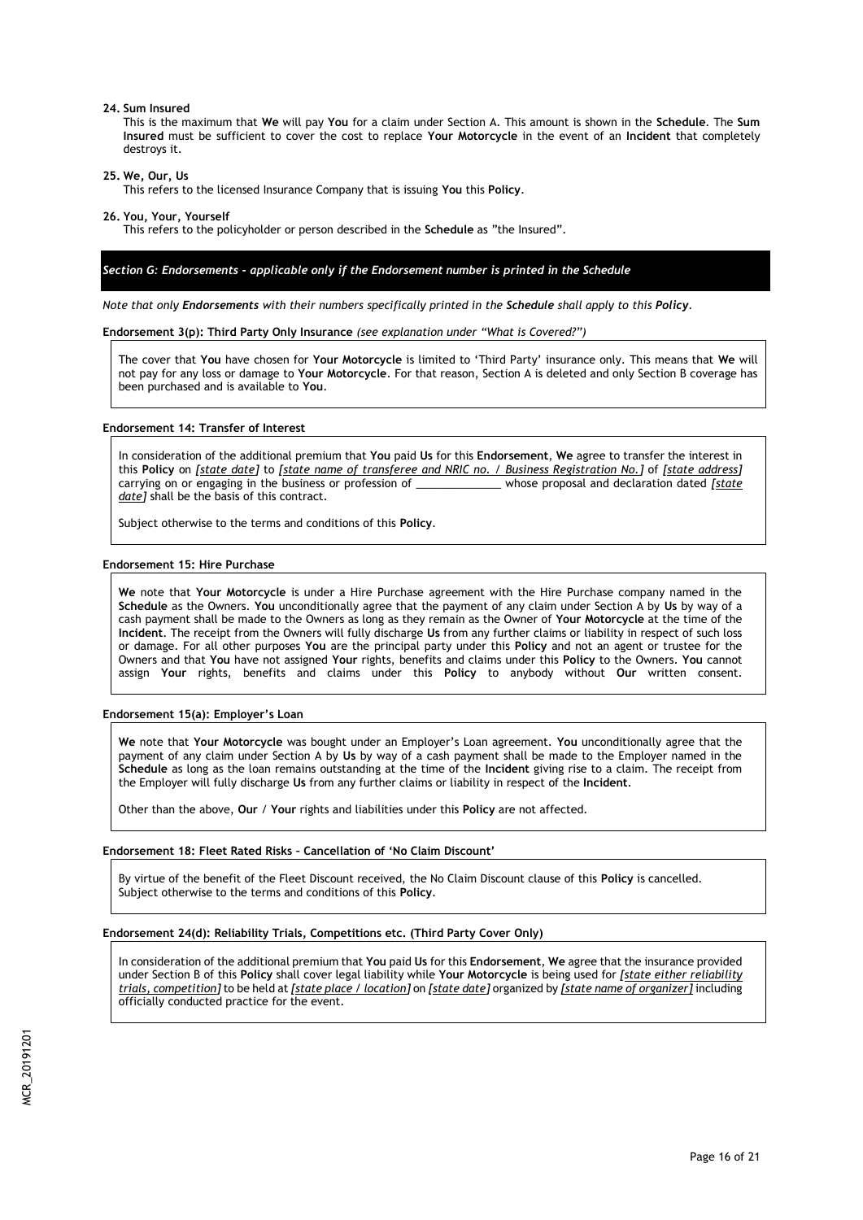**24. Sum Insured**

This is the maximum that **We** will pay **You** for a claim under Section A. This amount is shown in the **Schedule**. The **Sum Insured** must be sufficient to cover the cost to replace **Your Motorcycle** in the event of an **Incident** that completely destroys it.

**25. We, Our, Us**

This refers to the licensed Insurance Company that is issuing **You** this **Policy**.

**26. You, Your, Yourself**

This refers to the policyholder or person described in the **Schedule** as "the Insured".

## *Section G: Endorsements – applicable only if the Endorsement number is printed in the Schedule*

*Note that only **Endorsements** with their numbers specifically printed in the **Schedule** shall apply to this **Policy**.*

**Endorsement 3(p): Third Party Only Insurance** *(see explanation under "What is Covered?")*

The cover that **You** have chosen for **Your Motorcycle** is limited to 'Third Party' insurance only. This means that **We** will not pay for any loss or damage to **Your Motorcycle**. For that reason, Section A is deleted and only Section B coverage has been purchased and is available to **You**.

**Endorsement 14: Transfer of Interest**

In consideration of the additional premium that **You** paid **Us** for this **Endorsement**, **We** agree to transfer the interest in this **Policy** on *[state date]* to *[state name of transferee and NRIC no. / Business Registration No.]* of *[state address]* carrying on or engaging in the business or profession of ______________ whose proposal and declaration dated *[state date]* shall be the basis of this contract.

Subject otherwise to the terms and conditions of this **Policy**.

**Endorsement 15: Hire Purchase**

**We** note that **Your Motorcycle** is under a Hire Purchase agreement with the Hire Purchase company named in the **Schedule** as the Owners. **You** unconditionally agree that the payment of any claim under Section A by **Us** by way of a cash payment shall be made to the Owners as long as they remain as the Owner of **Your Motorcycle** at the time of the **Incident**. The receipt from the Owners will fully discharge **Us** from any further claims or liability in respect of such loss or damage. For all other purposes **You** are the principal party under this **Policy** and not an agent or trustee for the Owners and that **You** have not assigned **Your** rights, benefits and claims under this **Policy** to the Owners. **You** cannot assign **Your** rights, benefits and claims under this **Policy** to anybody without **Our** written consent.

**Endorsement 15(a): Employer's Loan**

**We** note that **Your Motorcycle** was bought under an Employer's Loan agreement. **You** unconditionally agree that the payment of any claim under Section A by **Us** by way of a cash payment shall be made to the Employer named in the **Schedule** as long as the loan remains outstanding at the time of the **Incident** giving rise to a claim. The receipt from the Employer will fully discharge **Us** from any further claims or liability in respect of the **Incident**.

Other than the above, **Our** / **Your** rights and liabilities under this **Policy** are not affected.

**Endorsement 18: Fleet Rated Risks – Cancellation of 'No Claim Discount'**

By virtue of the benefit of the Fleet Discount received, the No Claim Discount clause of this **Policy** is cancelled. Subject otherwise to the terms and conditions of this **Policy**.

**Endorsement 24(d): Reliability Trials, Competitions etc. (Third Party Cover Only)**

In consideration of the additional premium that **You** paid **Us** for this **Endorsement**, **We** agree that the insurance provided under Section B of this **Policy** shall cover legal liability while **Your Motorcycle** is being used for *[state either reliability trials, competition]* to be held at *[state place / location]* on *[state date]* organized by *[state name of organizer]* including officially conducted practice for the event.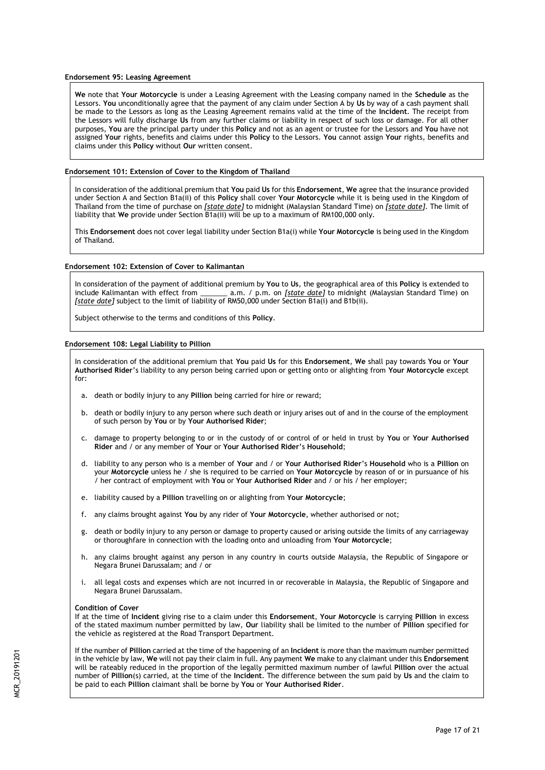**Endorsement 95: Leasing Agreement**

**We** note that **Your Motorcycle** is under a Leasing Agreement with the Leasing company named in the **Schedule** as the Lessors. **You** unconditionally agree that the payment of any claim under Section A by **Us** by way of a cash payment shall be made to the Lessors as long as the Leasing Agreement remains valid at the time of the **Incident**. The receipt from the Lessors will fully discharge **Us** from any further claims or liability in respect of such loss or damage. For all other purposes, **You** are the principal party under this **Policy** and not as an agent or trustee for the Lessors and **You** have not assigned **Your** rights, benefits and claims under this **Policy** to the Lessors. **You** cannot assign **Your** rights, benefits and claims under this **Policy** without **Our** written consent.

**Endorsement 101: Extension of Cover to the Kingdom of Thailand**

In consideration of the additional premium that **You** paid **Us** for this **Endorsement**, **We** agree that the insurance provided under Section A and Section B1a(ii) of this **Policy** shall cover **Your Motorcycle** while it is being used in the Kingdom of Thailand from the time of purchase on *[state date]* to midnight (Malaysian Standard Time) on *[state date]*. The limit of liability that **We** provide under Section B1a(ii) will be up to a maximum of RM100,000 only.

This **Endorsement** does not cover legal liability under Section B1a(i) while **Your Motorcycle** is being used in the Kingdom of Thailand.

**Endorsement 102: Extension of Cover to Kalimantan**

In consideration of the payment of additional premium by **You** to **Us**, the geographical area of this **Policy** is extended to include Kalimantan with effect from _______ a.m. / p.m. on *[state date]* to midnight (Malaysian Standard Time) on *[state date]* subject to the limit of liability of RM50,000 under Section B1a(i) and B1b(ii).

Subject otherwise to the terms and conditions of this **Policy**.

**Endorsement 108: Legal Liability to Pillion**

In consideration of the additional premium that **You** paid **Us** for this **Endorsement**, **We** shall pay towards **You** or **Your Authorised Rider**'s liability to any person being carried upon or getting onto or alighting from **Your Motorcycle** except for:

a. death or bodily injury to any **Pillion** being carried for hire or reward;

b. death or bodily injury to any person where such death or injury arises out of and in the course of the employment of such person by **You** or by **Your Authorised Rider**;

c. damage to property belonging to or in the custody of or control of or held in trust by **You** or **Your Authorised Rider** and / or any member of **Your** or **Your Authorised Rider**'s **Household**;

d. liability to any person who is a member of **Your** and / or **Your Authorised Rider**'s **Household** who is a **Pillion** on your **Motorcycle** unless he / she is required to be carried on **Your Motorcycle** by reason of or in pursuance of his / her contract of employment with **You** or **Your Authorised Rider** and / or his / her employer;

e. liability caused by a **Pillion** travelling on or alighting from **Your Motorcycle**;

f. any claims brought against **You** by any rider of **Your Motorcycle**, whether authorised or not;

g. death or bodily injury to any person or damage to property caused or arising outside the limits of any carriageway or thoroughfare in connection with the loading onto and unloading from **Your Motorcycle**;

h. any claims brought against any person in any country in courts outside Malaysia, the Republic of Singapore or Negara Brunei Darussalam; and / or

i. all legal costs and expenses which are not incurred in or recoverable in Malaysia, the Republic of Singapore and Negara Brunei Darussalam.

**Condition of Cover**

If at the time of **Incident** giving rise to a claim under this **Endorsement**, **Your Motorcycle** is carrying **Pillion** in excess of the stated maximum number permitted by law, **Our** liability shall be limited to the number of **Pillion** specified for the vehicle as registered at the Road Transport Department.

If the number of **Pillion** carried at the time of the happening of an **Incident** is more than the maximum number permitted in the vehicle by law, **We** will not pay their claim in full. Any payment **We** make to any claimant under this **Endorsement** will be rateably reduced in the proportion of the legally permitted maximum number of lawful **Pillion** over the actual number of **Pillion**(s) carried, at the time of the **Incident**. The difference between the sum paid by **Us** and the claim to be paid to each **Pillion** claimant shall be borne by **You** or **Your Authorised Rider**.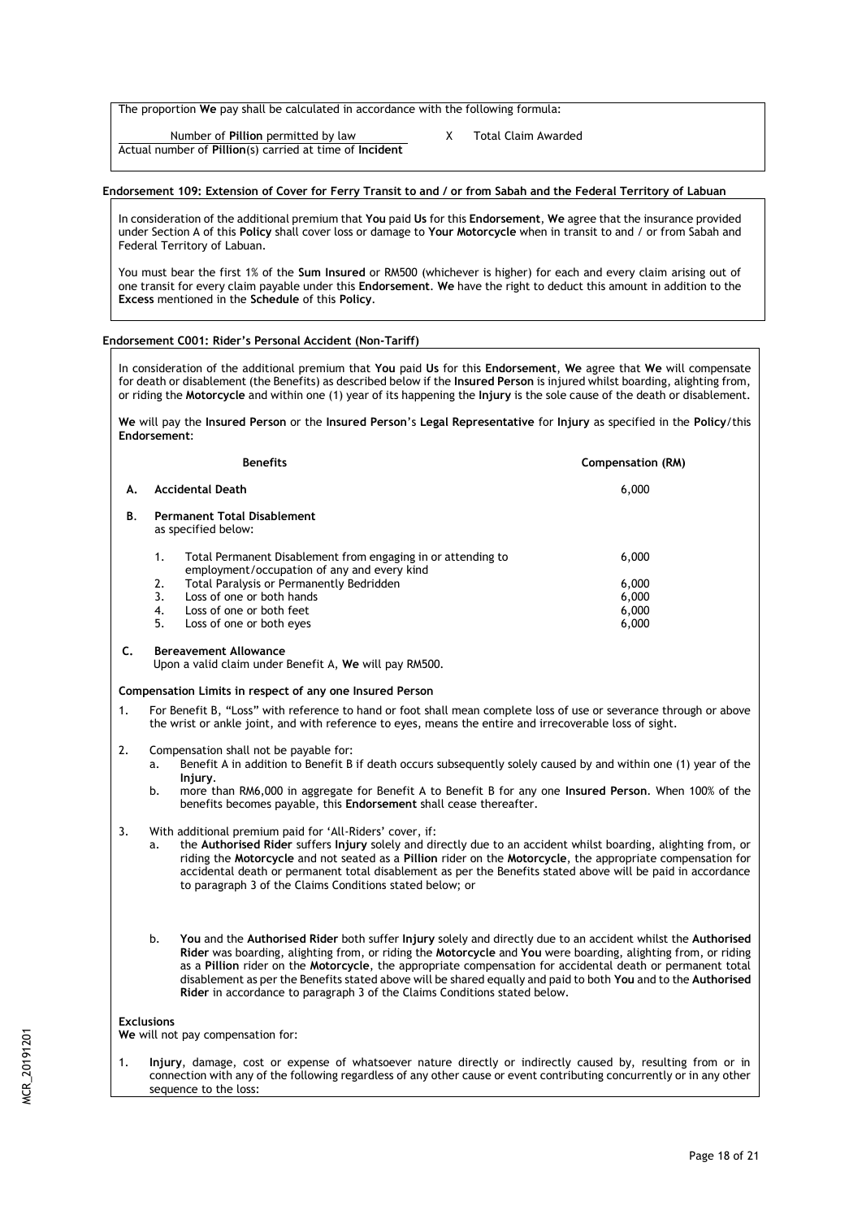The proportion **We** pay shall be calculated in accordance with the following formula:

$$\frac{\text{Number of Pillion permitted by law}}{\text{Actual number of Pillion(s) carried at time of Incident}} \times \text{Total Claim Awarded}$$

**Endorsement 109: Extension of Cover for Ferry Transit to and / or from Sabah and the Federal Territory of Labuan**

In consideration of the additional premium that **You** paid **Us** for this **Endorsement**, **We** agree that the insurance provided under Section A of this **Policy** shall cover loss or damage to **Your Motorcycle** when in transit to and / or from Sabah and Federal Territory of Labuan.

You must bear the first 1% of the **Sum Insured** or RM500 (whichever is higher) for each and every claim arising out of one transit for every claim payable under this **Endorsement**. **We** have the right to deduct this amount in addition to the **Excess** mentioned in the **Schedule** of this **Policy**.

**Endorsement C001: Rider's Personal Accident (Non-Tariff)**

In consideration of the additional premium that **You** paid **Us** for this **Endorsement**, **We** agree that **We** will compensate for death or disablement (the Benefits) as described below if the **Insured Person** is injured whilst boarding, alighting from, or riding the **Motorcycle** and within one (1) year of its happening the **Injury** is the sole cause of the death or disablement.

**We** will pay the **Insured Person** or the **Insured Person**'s **Legal Representative** for **Injury** as specified in the **Policy**/this **Endorsement**:

| | **Benefits** | **Compensation (RM)** |
|---|---|---|
| **A.** | **Accidental Death** | 6,000 |
| **B.** | **Permanent Total Disablement** as specified below: | |
| | 1. Total Permanent Disablement from engaging in or attending to employment/occupation of any and every kind | 6,000 |
| | 2. Total Paralysis or Permanently Bedridden | 6,000 |
| | 3. Loss of one or both hands | 6,000 |
| | 4. Loss of one or both feet | 6,000 |
| | 5. Loss of one or both eyes | 6,000 |
| **C.** | **Bereavement Allowance** Upon a valid claim under Benefit A, **We** will pay RM500. | |

**Compensation Limits in respect of any one Insured Person**

1. For Benefit B, "Loss" with reference to hand or foot shall mean complete loss of use or severance through or above the wrist or ankle joint, and with reference to eyes, means the entire and irrecoverable loss of sight.

2. Compensation shall not be payable for:
   a. Benefit A in addition to Benefit B if death occurs subsequently solely caused by and within one (1) year of the **Injury**.
   b. more than RM6,000 in aggregate for Benefit A to Benefit B for any one **Insured Person**. When 100% of the benefits becomes payable, this **Endorsement** shall cease thereafter.

3. With additional premium paid for 'All-Riders' cover, if:
   a. the **Authorised Rider** suffers **Injury** solely and directly due to an accident whilst boarding, alighting from, or riding the **Motorcycle** and not seated as a **Pillion** rider on the **Motorcycle**, the appropriate compensation for accidental death or permanent total disablement as per the Benefits stated above will be paid in accordance to paragraph 3 of the Claims Conditions stated below; or

   b. **You** and the **Authorised Rider** both suffer **Injury** solely and directly due to an accident whilst the **Authorised Rider** was boarding, alighting from, or riding the **Motorcycle** and **You** were boarding, alighting from, or riding as a **Pillion** rider on the **Motorcycle**, the appropriate compensation for accidental death or permanent total disablement as per the Benefits stated above will be shared equally and paid to both **You** and to the **Authorised Rider** in accordance to paragraph 3 of the Claims Conditions stated below.

**Exclusions**

**We** will not pay compensation for:

1. **Injury**, damage, cost or expense of whatsoever nature directly or indirectly caused by, resulting from or in connection with any of the following regardless of any other cause or event contributing concurrently or in any other sequence to the loss: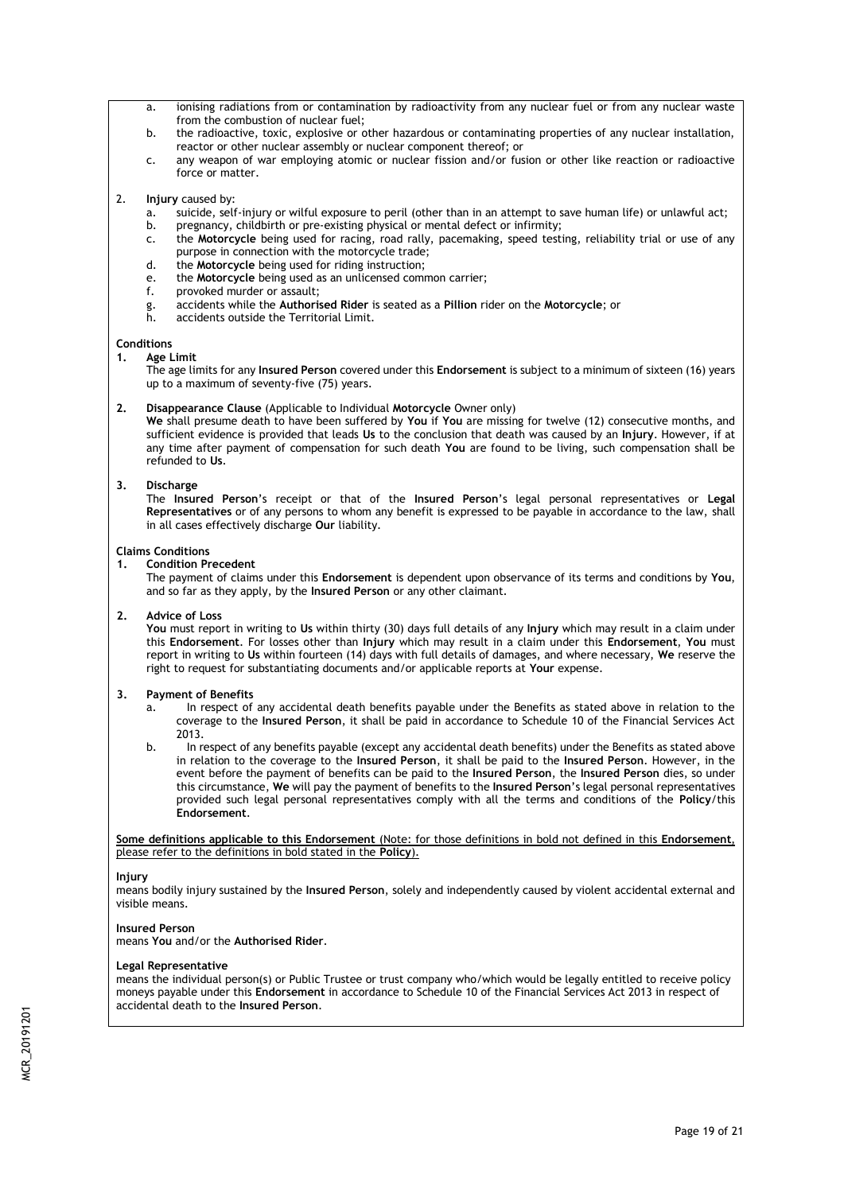a. ionising radiations from or contamination by radioactivity from any nuclear fuel or from any nuclear waste from the combustion of nuclear fuel;
b. the radioactive, toxic, explosive or other hazardous or contaminating properties of any nuclear installation, reactor or other nuclear assembly or nuclear component thereof; or
c. any weapon of war employing atomic or nuclear fission and/or fusion or other like reaction or radioactive force or matter.

2. **Injury** caused by:
   a. suicide, self-injury or wilful exposure to peril (other than in an attempt to save human life) or unlawful act;
   b. pregnancy, childbirth or pre-existing physical or mental defect or infirmity;
   c. the **Motorcycle** being used for racing, road rally, pacemaking, speed testing, reliability trial or use of any purpose in connection with the motorcycle trade;
   d. the **Motorcycle** being used for riding instruction;
   e. the **Motorcycle** being used as an unlicensed common carrier;
   f. provoked murder or assault;
   g. accidents while the **Authorised Rider** is seated as a **Pillion** rider on the **Motorcycle**; or
   h. accidents outside the Territorial Limit.

**Conditions**

**1. Age Limit**

The age limits for any **Insured Person** covered under this **Endorsement** is subject to a minimum of sixteen (16) years up to a maximum of seventy-five (75) years.

**2. Disappearance Clause** (Applicable to Individual **Motorcycle** Owner only)

**We** shall presume death to have been suffered by **You** if **You** are missing for twelve (12) consecutive months, and sufficient evidence is provided that leads **Us** to the conclusion that death was caused by an **Injury**. However, if at any time after payment of compensation for such death **You** are found to be living, such compensation shall be refunded to **Us**.

**3. Discharge**

The **Insured Person**'s receipt or that of the **Insured Person**'s legal personal representatives or **Legal Representatives** or of any persons to whom any benefit is expressed to be payable in accordance to the law, shall in all cases effectively discharge **Our** liability.

**Claims Conditions**

**1. Condition Precedent**

The payment of claims under this **Endorsement** is dependent upon observance of its terms and conditions by **You**, and so far as they apply, by the **Insured Person** or any other claimant.

**2. Advice of Loss**

**You** must report in writing to **Us** within thirty (30) days full details of any **Injury** which may result in a claim under this **Endorsement**. For losses other than **Injury** which may result in a claim under this **Endorsement**, **You** must report in writing to **Us** within fourteen (14) days with full details of damages, and where necessary, **We** reserve the right to request for substantiating documents and/or applicable reports at **Your** expense.

**3. Payment of Benefits**

a. In respect of any accidental death benefits payable under the Benefits as stated above in relation to the coverage to the **Insured Person**, it shall be paid in accordance to Schedule 10 of the Financial Services Act 2013.

b. In respect of any benefits payable (except any accidental death benefits) under the Benefits as stated above in relation to the coverage to the **Insured Person**, it shall be paid to the **Insured Person**. However, in the event before the payment of benefits can be paid to the **Insured Person**, the **Insured Person** dies, so under this circumstance, **We** will pay the payment of benefits to the **Insured Person**'s legal personal representatives provided such legal personal representatives comply with all the terms and conditions of the **Policy**/this **Endorsement**.

<u>**Some definitions applicable to this Endorsement** (Note: for those definitions in bold not defined in this **Endorsement**, please refer to the definitions in bold stated in the **Policy**).</u>

**Injury**

means bodily injury sustained by the **Insured Person**, solely and independently caused by violent accidental external and visible means.

**Insured Person**

means **You** and/or the **Authorised Rider**.

**Legal Representative**

means the individual person(s) or Public Trustee or trust company who/which would be legally entitled to receive policy moneys payable under this **Endorsement** in accordance to Schedule 10 of the Financial Services Act 2013 in respect of accidental death to the **Insured Person**.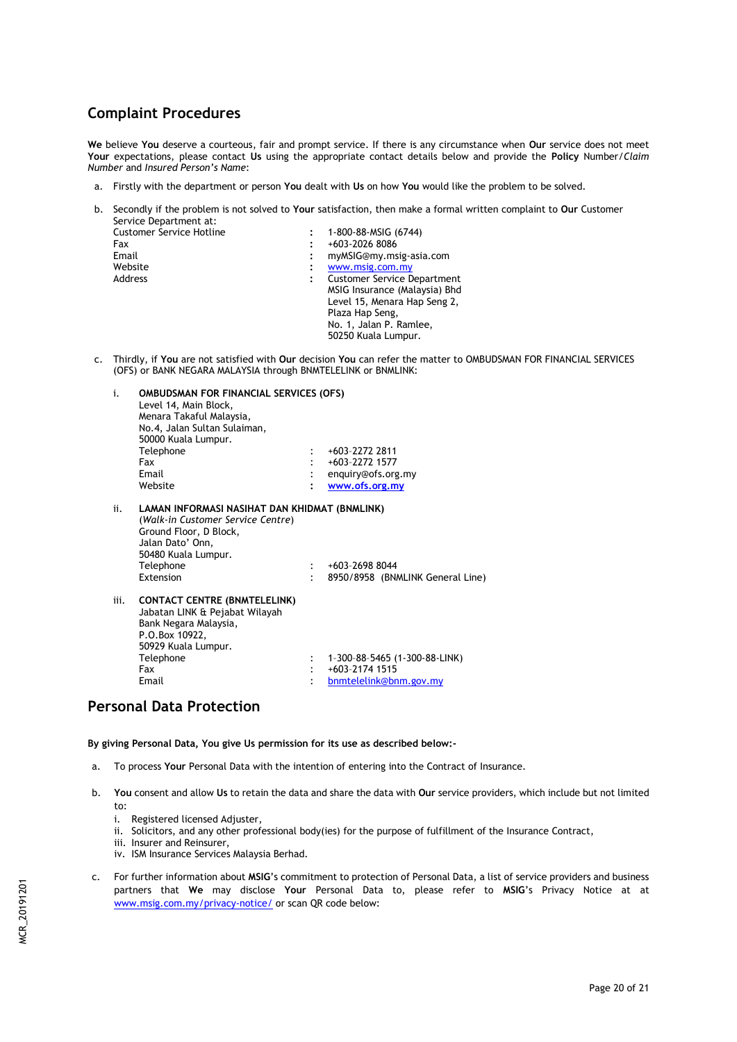## Complaint Procedures

**We** believe **You** deserve a courteous, fair and prompt service. If there is any circumstance when **Our** service does not meet **Your** expectations, please contact **Us** using the appropriate contact details below and provide the **Policy** Number/*Claim Number* and *Insured Person's Name*:

a. Firstly with the department or person **You** dealt with **Us** on how **You** would like the problem to be solved.

b. Secondly if the problem is not solved to **Your** satisfaction, then make a formal written complaint to **Our** Customer Service Department at:

| | | |
|---|---|---|
| Customer Service Hotline | : | 1-800-88-MSIG (6744) |
| Fax | : | +603-2026 8086 |
| Email | : | myMSIG@my.msig-asia.com |
| Website | : | www.msig.com.my |
| Address | : | Customer Service Department<br>MSIG Insurance (Malaysia) Bhd<br>Level 15, Menara Hap Seng 2,<br>Plaza Hap Seng,<br>No. 1, Jalan P. Ramlee,<br>50250 Kuala Lumpur. |

c. Thirdly, if **You** are not satisfied with **Our** decision **You** can refer the matter to OMBUDSMAN FOR FINANCIAL SERVICES (OFS) or BANK NEGARA MALAYSIA through BNMTELELINK or BNMLINK:

i. **OMBUDSMAN FOR FINANCIAL SERVICES (OFS)**
Level 14, Main Block,
Menara Takaful Malaysia,
No.4, Jalan Sultan Sulaiman,
50000 Kuala Lumpur.

| | | |
|---|---|---|
| Telephone | : | +603-2272 2811 |
| Fax | : | +603-2272 1577 |
| Email | : | enquiry@ofs.org.my |
| Website | : | **www.ofs.org.my** |

ii. **LAMAN INFORMASI NASIHAT DAN KHIDMAT (BNMLINK)**
(*Walk-in Customer Service Centre*)
Ground Floor, D Block,
Jalan Dato' Onn,
50480 Kuala Lumpur.

| | | |
|---|---|---|
| Telephone | : | +603-2698 8044 |
| Extension | : | 8950/8958 (BNMLINK General Line) |

iii. **CONTACT CENTRE (BNMTELELINK)**
Jabatan LINK & Pejabat Wilayah
Bank Negara Malaysia,
P.O.Box 10922,
50929 Kuala Lumpur.

| | | |
|---|---|---|
| Telephone | : | 1-300-88-5465 (1-300-88-LINK) |
| Fax | : | +603-2174 1515 |
| Email | : | bnmtelelink@bnm.gov.my |

## Personal Data Protection

**By giving Personal Data, You give Us permission for its use as described below:-**

a. To process **Your** Personal Data with the intention of entering into the Contract of Insurance.

b. **You** consent and allow **Us** to retain the data and share the data with **Our** service providers, which include but not limited to:
   i. Registered licensed Adjuster,
   ii. Solicitors, and any other professional body(ies) for the purpose of fulfillment of the Insurance Contract,
   iii. Insurer and Reinsurer,
   iv. ISM Insurance Services Malaysia Berhad.

c. For further information about **MSIG**'s commitment to protection of Personal Data, a list of service providers and business partners that **We** may disclose **Your** Personal Data to, please refer to **MSIG**'s Privacy Notice at at www.msig.com.my/privacy-notice/ or scan QR code below: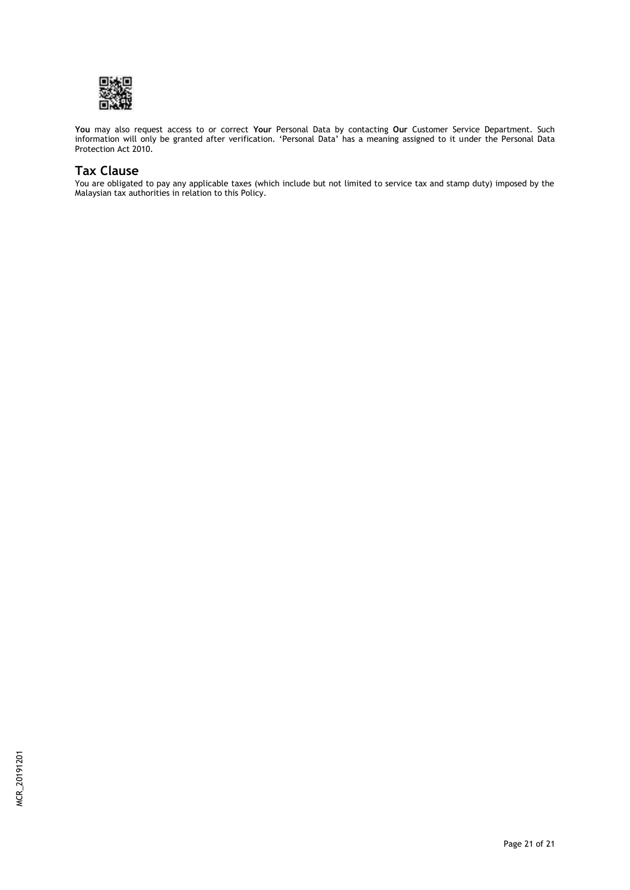**You** may also request access to or correct **Your** Personal Data by contacting **Our** Customer Service Department. Such information will only be granted after verification. 'Personal Data' has a meaning assigned to it under the Personal Data Protection Act 2010.

## Tax Clause

You are obligated to pay any applicable taxes (which include but not limited to service tax and stamp duty) imposed by the Malaysian tax authorities in relation to this Policy.

MCR_20191201